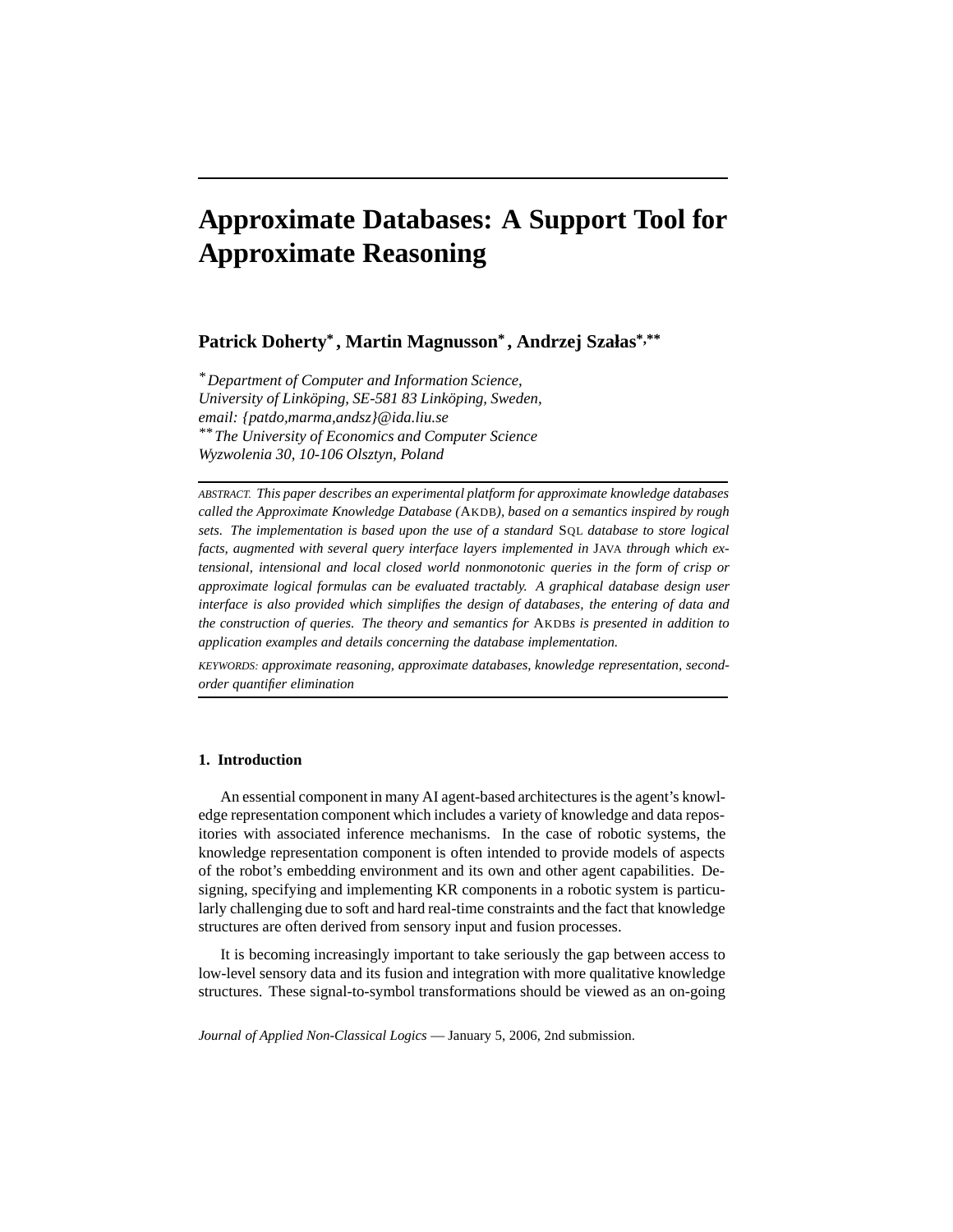# Approximate Databases: A Support Tool for Approximate Reasoning

**Patrick Doherty[*], Martin Magnusson[*], Andrzej Szałas[*,**]**

[*] *Department of Computer and Information Science,*
*University of Linköping, SE-581 83 Linköping, Sweden,*
*email: {patdo,marma,andsz}@ida.liu.se*
[**] *The University of Economics and Computer Science*
*Wyzwolenia 30, 10-106 Olsztyn, Poland*

---

ABSTRACT. *This paper describes an experimental platform for approximate knowledge databases called the Approximate Knowledge Database (*AKDB*), based on a semantics inspired by rough sets. The implementation is based upon the use of a standard* SQL *database to store logical facts, augmented with several query interface layers implemented in* JAVA *through which extensional, intensional and local closed world nonmonotonic queries in the form of crisp or approximate logical formulas can be evaluated tractably. A graphical database design user interface is also provided which simplifies the design of databases, the entering of data and the construction of queries. The theory and semantics for* AKDB*s is presented in addition to application examples and details concerning the database implementation.*

KEYWORDS: *approximate reasoning, approximate databases, knowledge representation, second-order quantifier elimination*

---

## 1. Introduction

An essential component in many AI agent-based architectures is the agent's knowledge representation component which includes a variety of knowledge and data repositories with associated inference mechanisms. In the case of robotic systems, the knowledge representation component is often intended to provide models of aspects of the robot's embedding environment and its own and other agent capabilities. Designing, specifying and implementing KR components in a robotic system is particularly challenging due to soft and hard real-time constraints and the fact that knowledge structures are often derived from sensory input and fusion processes.

It is becoming increasingly important to take seriously the gap between access to low-level sensory data and its fusion and integration with more qualitative knowledge structures. These signal-to-symbol transformations should be viewed as an on-going

*Journal of Applied Non-Classical Logics* — January 5, 2006, 2nd submission.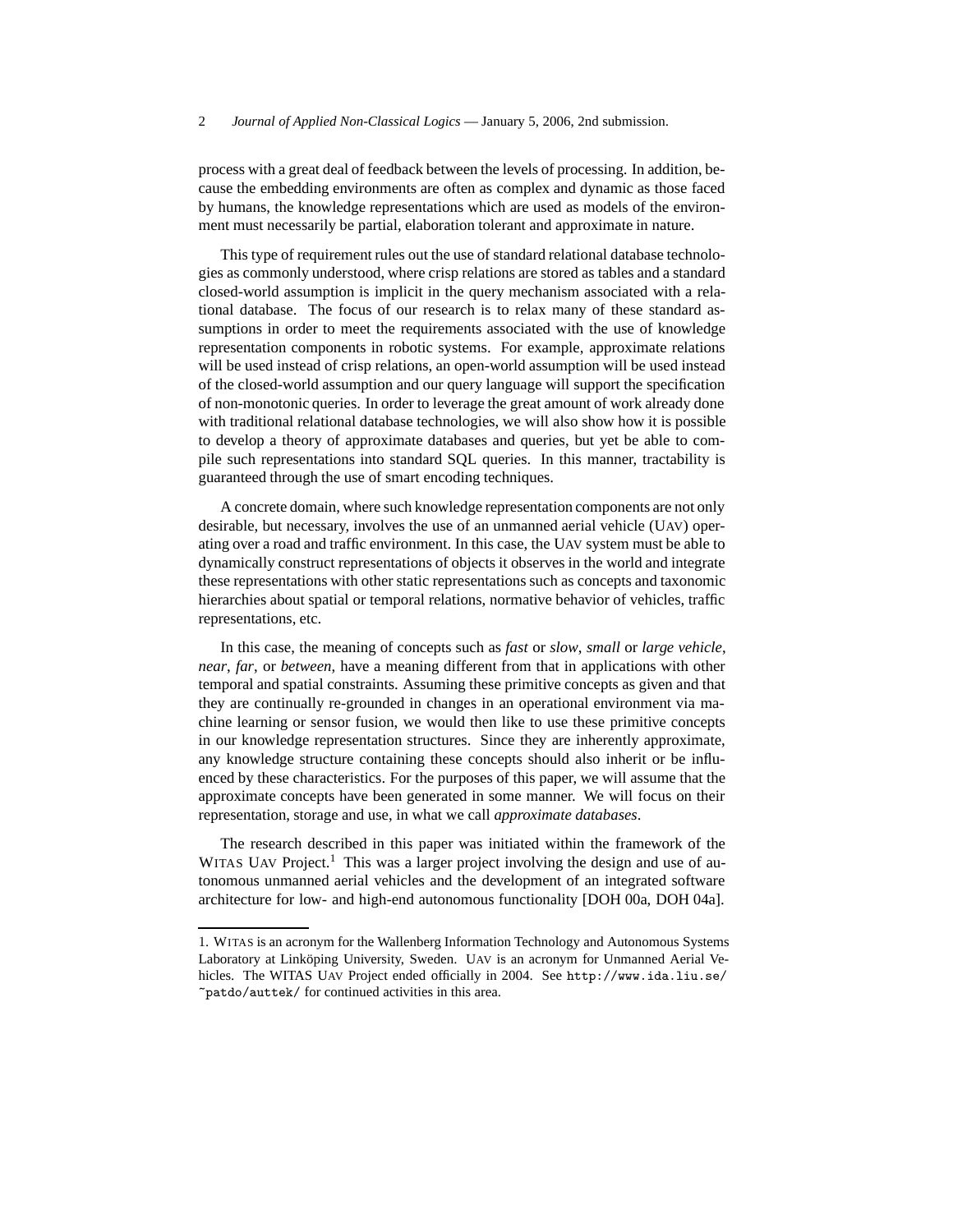process with a great deal of feedback between the levels of processing. In addition, because the embedding environments are often as complex and dynamic as those faced by humans, the knowledge representations which are used as models of the environment must necessarily be partial, elaboration tolerant and approximate in nature.

This type of requirement rules out the use of standard relational database technologies as commonly understood, where crisp relations are stored as tables and a standard closed-world assumption is implicit in the query mechanism associated with a relational database. The focus of our research is to relax many of these standard assumptions in order to meet the requirements associated with the use of knowledge representation components in robotic systems. For example, approximate relations will be used instead of crisp relations, an open-world assumption will be used instead of the closed-world assumption and our query language will support the specification of non-monotonic queries. In order to leverage the great amount of work already done with traditional relational database technologies, we will also show how it is possible to develop a theory of approximate databases and queries, but yet be able to compile such representations into standard SQL queries. In this manner, tractability is guaranteed through the use of smart encoding techniques.

A concrete domain, where such knowledge representation components are not only desirable, but necessary, involves the use of an unmanned aerial vehicle (UAV) operating over a road and traffic environment. In this case, the UAV system must be able to dynamically construct representations of objects it observes in the world and integrate these representations with other static representations such as concepts and taxonomic hierarchies about spatial or temporal relations, normative behavior of vehicles, traffic representations, etc.

In this case, the meaning of concepts such as *fast* or *slow*, *small* or *large vehicle*, *near*, *far*, or *between*, have a meaning different from that in applications with other temporal and spatial constraints. Assuming these primitive concepts as given and that they are continually re-grounded in changes in an operational environment via machine learning or sensor fusion, we would then like to use these primitive concepts in our knowledge representation structures. Since they are inherently approximate, any knowledge structure containing these concepts should also inherit or be influenced by these characteristics. For the purposes of this paper, we will assume that the approximate concepts have been generated in some manner. We will focus on their representation, storage and use, in what we call *approximate databases*.

The research described in this paper was initiated within the framework of the WITAS UAV Project.[1] This was a larger project involving the design and use of autonomous unmanned aerial vehicles and the development of an integrated software architecture for low- and high-end autonomous functionality [DOH 00a, DOH 04a].

1. WITAS is an acronym for the Wallenberg Information Technology and Autonomous Systems Laboratory at Linköping University, Sweden. UAV is an acronym for Unmanned Aerial Vehicles. The WITAS UAV Project ended officially in 2004. See `http://www.ida.liu.se/~patdo/auttek/` for continued activities in this area.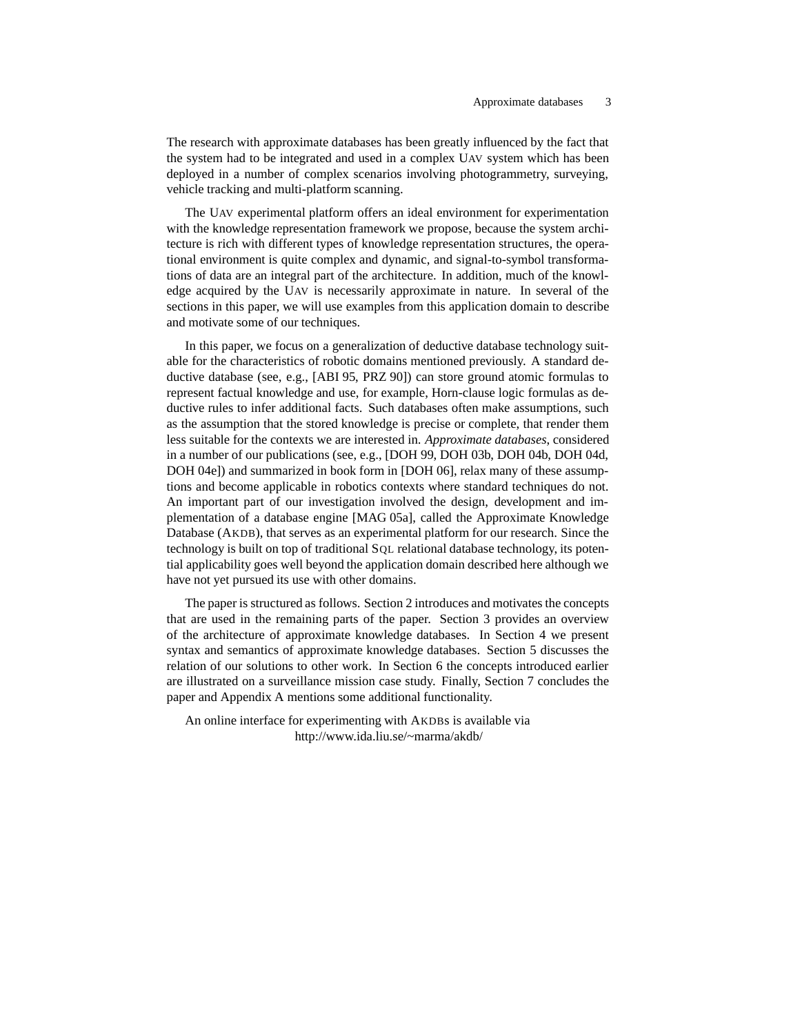The research with approximate databases has been greatly influenced by the fact that the system had to be integrated and used in a complex UAV system which has been deployed in a number of complex scenarios involving photogrammetry, surveying, vehicle tracking and multi-platform scanning.

The UAV experimental platform offers an ideal environment for experimentation with the knowledge representation framework we propose, because the system architecture is rich with different types of knowledge representation structures, the operational environment is quite complex and dynamic, and signal-to-symbol transformations of data are an integral part of the architecture. In addition, much of the knowledge acquired by the UAV is necessarily approximate in nature. In several of the sections in this paper, we will use examples from this application domain to describe and motivate some of our techniques.

In this paper, we focus on a generalization of deductive database technology suitable for the characteristics of robotic domains mentioned previously. A standard deductive database (see, e.g., [ABI 95, PRZ 90]) can store ground atomic formulas to represent factual knowledge and use, for example, Horn-clause logic formulas as deductive rules to infer additional facts. Such databases often make assumptions, such as the assumption that the stored knowledge is precise or complete, that render them less suitable for the contexts we are interested in. *Approximate databases*, considered in a number of our publications (see, e.g., [DOH 99, DOH 03b, DOH 04b, DOH 04d, DOH 04e]) and summarized in book form in [DOH 06], relax many of these assumptions and become applicable in robotics contexts where standard techniques do not. An important part of our investigation involved the design, development and implementation of a database engine [MAG 05a], called the Approximate Knowledge Database (AKDB), that serves as an experimental platform for our research. Since the technology is built on top of traditional SQL relational database technology, its potential applicability goes well beyond the application domain described here although we have not yet pursued its use with other domains.

The paper is structured as follows. Section 2 introduces and motivates the concepts that are used in the remaining parts of the paper. Section 3 provides an overview of the architecture of approximate knowledge databases. In Section 4 we present syntax and semantics of approximate knowledge databases. Section 5 discusses the relation of our solutions to other work. In Section 6 the concepts introduced earlier are illustrated on a surveillance mission case study. Finally, Section 7 concludes the paper and Appendix A mentions some additional functionality.

An online interface for experimenting with AKDBs is available via
http://www.ida.liu.se/~marma/akdb/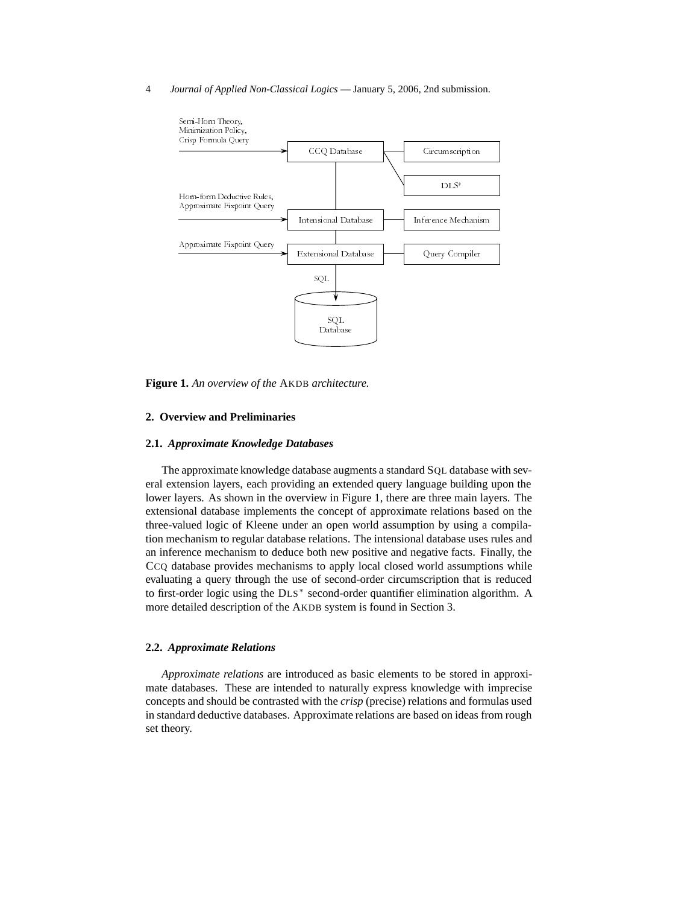Figure 1. *An overview of the* AKDB *architecture.*

## 2. Overview and Preliminaries

### 2.1. *Approximate Knowledge Databases*

The approximate knowledge database augments a standard SQL database with several extension layers, each providing an extended query language building upon the lower layers. As shown in the overview in Figure 1, there are three main layers. The extensional database implements the concept of approximate relations based on the three-valued logic of Kleene under an open world assumption by using a compilation mechanism to regular database relations. The intensional database uses rules and an inference mechanism to deduce both new positive and negative facts. Finally, the CCQ database provides mechanisms to apply local closed world assumptions while evaluating a query through the use of second-order circumscription that is reduced to first-order logic using the DLS$^*$ second-order quantifier elimination algorithm. A more detailed description of the AKDB system is found in Section 3.

### 2.2. *Approximate Relations*

*Approximate relations* are introduced as basic elements to be stored in approximate databases. These are intended to naturally express knowledge with imprecise concepts and should be contrasted with the *crisp* (precise) relations and formulas used in standard deductive databases. Approximate relations are based on ideas from rough set theory.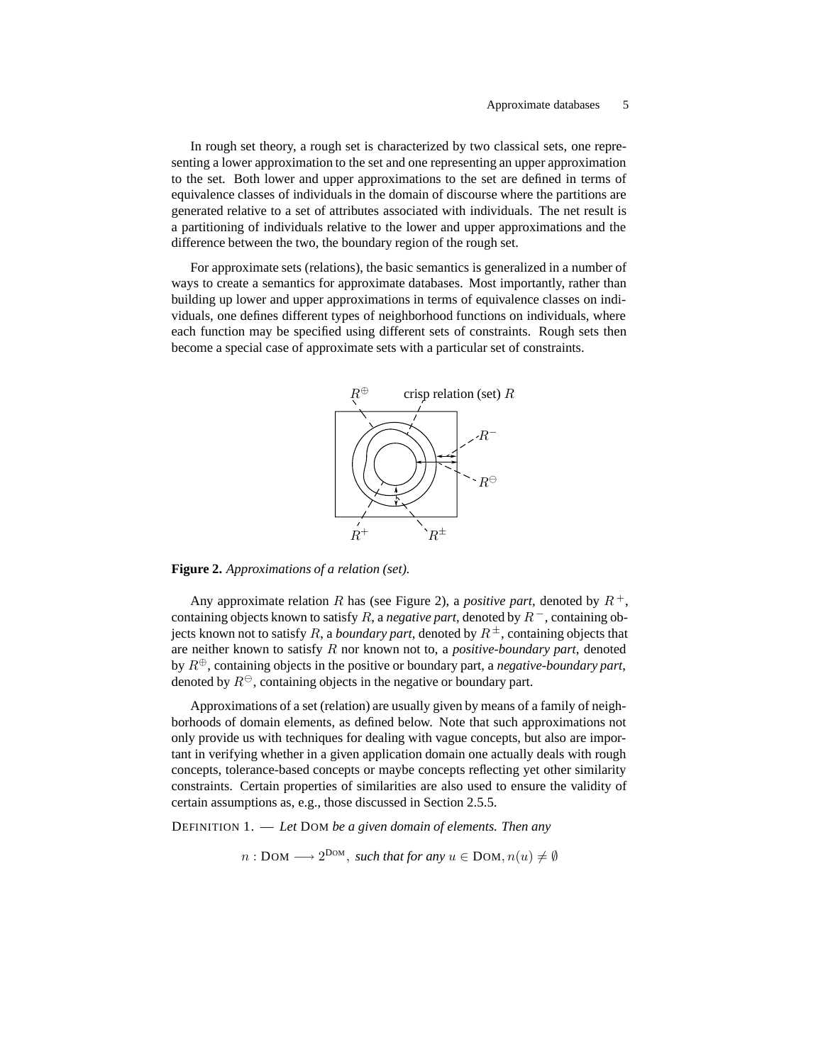In rough set theory, a rough set is characterized by two classical sets, one representing a lower approximation to the set and one representing an upper approximation to the set. Both lower and upper approximations to the set are defined in terms of equivalence classes of individuals in the domain of discourse where the partitions are generated relative to a set of attributes associated with individuals. The net result is a partitioning of individuals relative to the lower and upper approximations and the difference between the two, the boundary region of the rough set.

For approximate sets (relations), the basic semantics is generalized in a number of ways to create a semantics for approximate databases. Most importantly, rather than building up lower and upper approximations in terms of equivalence classes on individuals, one defines different types of neighborhood functions on individuals, where each function may be specified using different sets of constraints. Rough sets then become a special case of approximate sets with a particular set of constraints.

**Figure 2.** *Approximations of a relation (set).*

Any approximate relation $R$ has (see Figure 2), a *positive part*, denoted by $R^+$, containing objects known to satisfy $R$, a *negative part*, denoted by $R^-$, containing objects known not to satisfy $R$, a *boundary part*, denoted by $R^\pm$, containing objects that are neither known to satisfy $R$ nor known not to, a *positive-boundary part*, denoted by $R^\oplus$, containing objects in the positive or boundary part, a *negative-boundary part*, denoted by $R^\ominus$, containing objects in the negative or boundary part.

Approximations of a set (relation) are usually given by means of a family of neighborhoods of domain elements, as defined below. Note that such approximations not only provide us with techniques for dealing with vague concepts, but also are important in verifying whether in a given application domain one actually deals with rough concepts, tolerance-based concepts or maybe concepts reflecting yet other similarity constraints. Certain properties of similarities are also used to ensure the validity of certain assumptions as, e.g., those discussed in Section 2.5.5.

DEFINITION 1. — *Let* DOM *be a given domain of elements. Then any*

$$n : \text{DOM} \longrightarrow 2^{\text{DOM}}, \text{ such that for any } u \in \text{DOM}, n(u) \neq \emptyset$$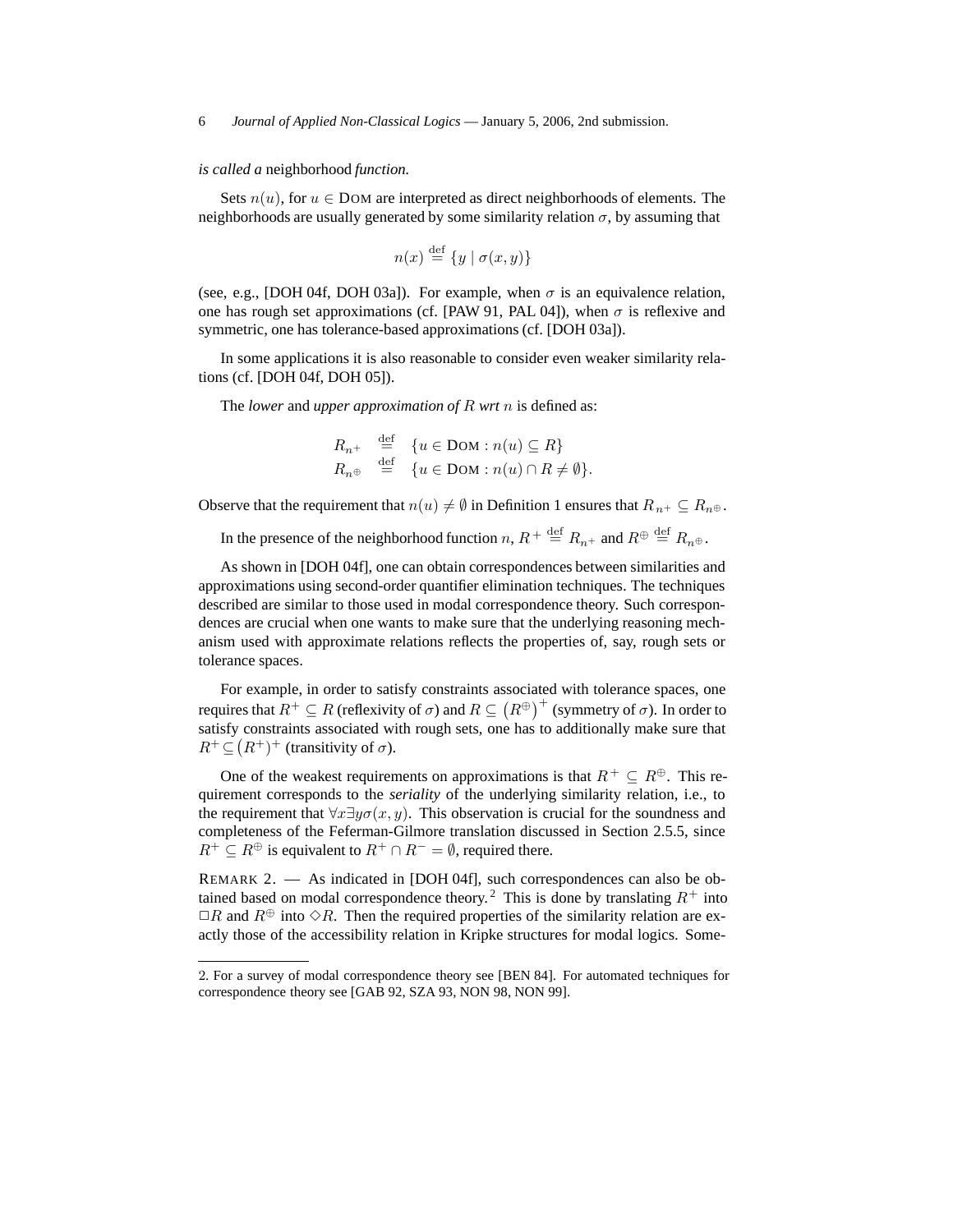*is called a* neighborhood *function.*

Sets $n(u)$, for $u \in \text{DOM}$ are interpreted as direct neighborhoods of elements. The neighborhoods are usually generated by some similarity relation $\sigma$, by assuming that

$$n(x) \stackrel{\text{def}}{=} \{y \mid \sigma(x, y)\}$$

(see, e.g., [DOH 04f, DOH 03a]). For example, when $\sigma$ is an equivalence relation, one has rough set approximations (cf. [PAW 91, PAL 04]), when $\sigma$ is reflexive and symmetric, one has tolerance-based approximations (cf. [DOH 03a]).

In some applications it is also reasonable to consider even weaker similarity relations (cf. [DOH 04f, DOH 05]).

The *lower* and *upper approximation of* $R$ *wrt* $n$ is defined as:

$$\begin{array}{rcl} R_{n^+} & \stackrel{\text{def}}{=} & \{u \in \text{DOM} : n(u) \subseteq R\} \\ R_{n^\oplus} & \stackrel{\text{def}}{=} & \{u \in \text{DOM} : n(u) \cap R \neq \emptyset\}. \end{array}$$

Observe that the requirement that $n(u) \neq \emptyset$ in Definition 1 ensures that $R_{n^+} \subseteq R_{n^\oplus}$.

In the presence of the neighborhood function $n$, $R^+ \stackrel{\text{def}}{=} R_{n^+}$ and $R^\oplus \stackrel{\text{def}}{=} R_{n^\oplus}$.

As shown in [DOH 04f], one can obtain correspondences between similarities and approximations using second-order quantifier elimination techniques. The techniques described are similar to those used in modal correspondence theory. Such correspondences are crucial when one wants to make sure that the underlying reasoning mechanism used with approximate relations reflects the properties of, say, rough sets or tolerance spaces.

For example, in order to satisfy constraints associated with tolerance spaces, one requires that $R^+ \subseteq R$ (reflexivity of $\sigma$) and $R \subseteq \left(R^\oplus\right)^+$ (symmetry of $\sigma$). In order to satisfy constraints associated with rough sets, one has to additionally make sure that $R^+ \subseteq \left(R^+\right)^+$ (transitivity of $\sigma$).

One of the weakest requirements on approximations is that $R^+ \subseteq R^\oplus$. This requirement corresponds to the *seriality* of the underlying similarity relation, i.e., to the requirement that $\forall x \exists y \sigma(x, y)$. This observation is crucial for the soundness and completeness of the Feferman-Gilmore translation discussed in Section 2.5.5, since $R^+ \subseteq R^\oplus$ is equivalent to $R^+ \cap R^- = \emptyset$, required there.

REMARK 2. — As indicated in [DOH 04f], such correspondences can also be obtained based on modal correspondence theory.[2] This is done by translating $R^+$ into $\Box R$ and $R^\oplus$ into $\Diamond R$. Then the required properties of the similarity relation are exactly those of the accessibility relation in Kripke structures for modal logics. Some-

2. For a survey of modal correspondence theory see [BEN 84]. For automated techniques for correspondence theory see [GAB 92, SZA 93, NON 98, NON 99].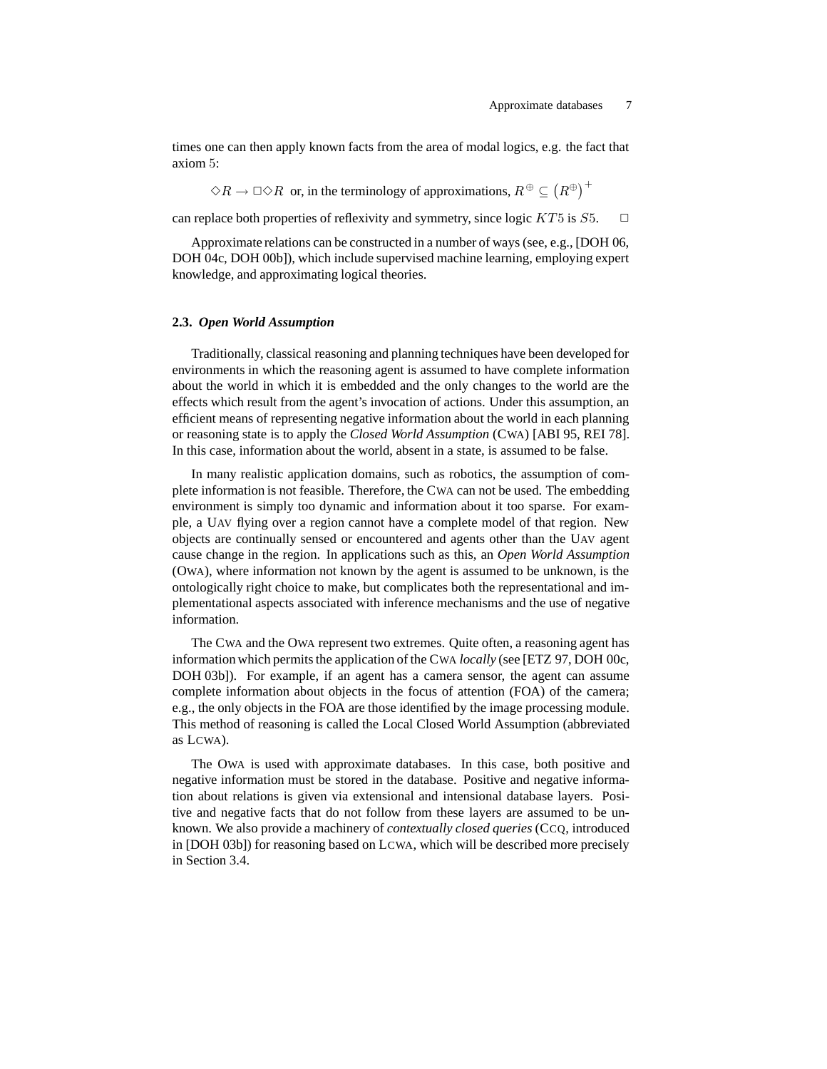times one can then apply known facts from the area of modal logics, e.g. the fact that axiom 5:

$$\Diamond R \rightarrow \Box\Diamond R \text{ or, in the terminology of approximations, } R^{\oplus} \subseteq \left(R^{\oplus}\right)^{+}$$

can replace both properties of reflexivity and symmetry, since logic $KT5$ is $S5$. □

Approximate relations can be constructed in a number of ways (see, e.g., [DOH 06, DOH 04c, DOH 00b]), which include supervised machine learning, employing expert knowledge, and approximating logical theories.

### 2.3. *Open World Assumption*

Traditionally, classical reasoning and planning techniques have been developed for environments in which the reasoning agent is assumed to have complete information about the world in which it is embedded and the only changes to the world are the effects which result from the agent's invocation of actions. Under this assumption, an efficient means of representing negative information about the world in each planning or reasoning state is to apply the *Closed World Assumption* (CWA) [ABI 95, REI 78]. In this case, information about the world, absent in a state, is assumed to be false.

In many realistic application domains, such as robotics, the assumption of complete information is not feasible. Therefore, the CWA can not be used. The embedding environment is simply too dynamic and information about it too sparse. For example, a UAV flying over a region cannot have a complete model of that region. New objects are continually sensed or encountered and agents other than the UAV agent cause change in the region. In applications such as this, an *Open World Assumption* (OWA), where information not known by the agent is assumed to be unknown, is the ontologically right choice to make, but complicates both the representational and implementational aspects associated with inference mechanisms and the use of negative information.

The CWA and the OWA represent two extremes. Quite often, a reasoning agent has information which permits the application of the CWA *locally* (see [ETZ 97, DOH 00c, DOH 03b]). For example, if an agent has a camera sensor, the agent can assume complete information about objects in the focus of attention (FOA) of the camera; e.g., the only objects in the FOA are those identified by the image processing module. This method of reasoning is called the Local Closed World Assumption (abbreviated as LCWA).

The OWA is used with approximate databases. In this case, both positive and negative information must be stored in the database. Positive and negative information about relations is given via extensional and intensional database layers. Positive and negative facts that do not follow from these layers are assumed to be unknown. We also provide a machinery of *contextually closed queries* (CCQ, introduced in [DOH 03b]) for reasoning based on LCWA, which will be described more precisely in Section 3.4.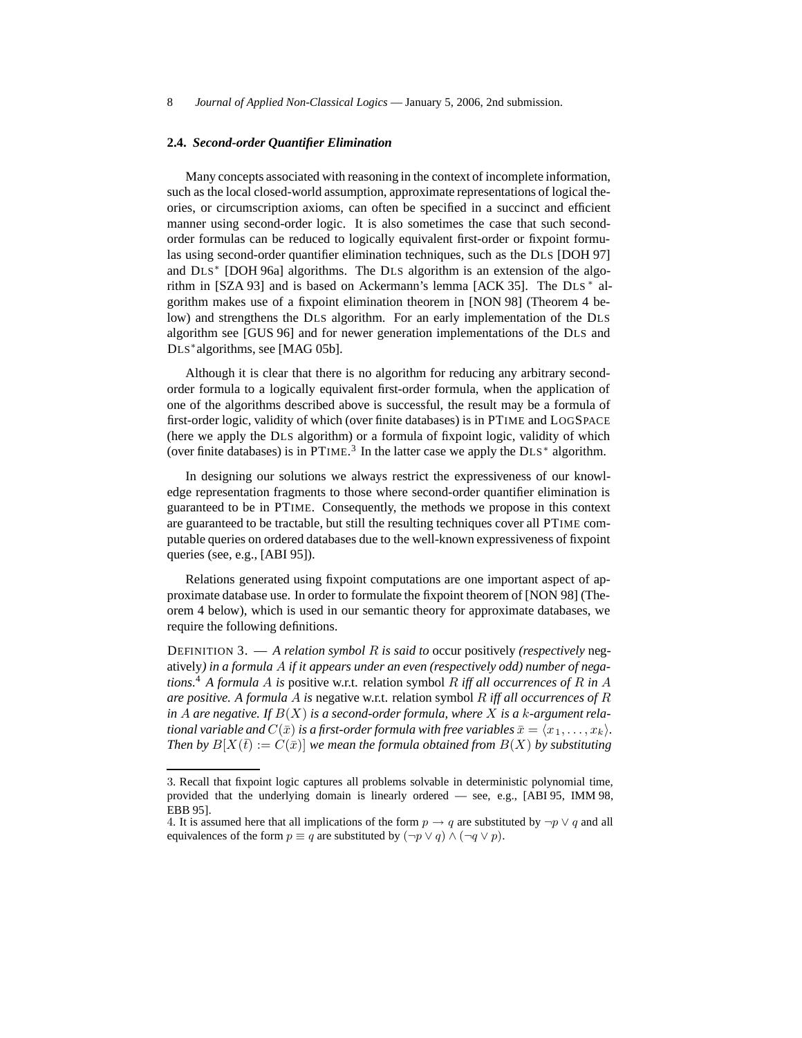### 2.4. *Second-order Quantifier Elimination*

Many concepts associated with reasoning in the context of incomplete information, such as the local closed-world assumption, approximate representations of logical theories, or circumscription axioms, can often be specified in a succinct and efficient manner using second-order logic. It is also sometimes the case that such second-order formulas can be reduced to logically equivalent first-order or fixpoint formulas using second-order quantifier elimination techniques, such as the DLS [DOH 97] and DLS$^*$ [DOH 96a] algorithms. The DLS algorithm is an extension of the algorithm in [SZA 93] and is based on Ackermann's lemma [ACK 35]. The DLS$^*$ algorithm makes use of a fixpoint elimination theorem in [NON 98] (Theorem 4 below) and strengthens the DLS algorithm. For an early implementation of the DLS algorithm see [GUS 96] and for newer generation implementations of the DLS and DLS$^*$algorithms, see [MAG 05b].

Although it is clear that there is no algorithm for reducing any arbitrary second-order formula to a logically equivalent first-order formula, when the application of one of the algorithms described above is successful, the result may be a formula of first-order logic, validity of which (over finite databases) is in PTIME and LOGSPACE (here we apply the DLS algorithm) or a formula of fixpoint logic, validity of which (over finite databases) is in PTIME.[3] In the latter case we apply the DLS$^*$ algorithm.

In designing our solutions we always restrict the expressiveness of our knowledge representation fragments to those where second-order quantifier elimination is guaranteed to be in PTIME. Consequently, the methods we propose in this context are guaranteed to be tractable, but still the resulting techniques cover all PTIME computable queries on ordered databases due to the well-known expressiveness of fixpoint queries (see, e.g., [ABI 95]).

Relations generated using fixpoint computations are one important aspect of approximate database use. In order to formulate the fixpoint theorem of [NON 98] (Theorem 4 below), which is used in our semantic theory for approximate databases, we require the following definitions.

DEFINITION 3. — *A relation symbol $R$ is said to* occur positively *(respectively* negatively*) in a formula $A$ if it appears under an even (respectively odd) number of negations.*[4] *A formula $A$ is* positive w.r.t. relation symbol $R$ *iff all occurrences of $R$ in $A$ are positive. A formula $A$ is* negative w.r.t. relation symbol $R$ *iff all occurrences of $R$ in $A$ are negative. If $B(X)$ is a second-order formula, where $X$ is a $k$-argument relational variable and $C(\bar{x})$ is a first-order formula with free variables $\bar{x} = \langle x_1, \ldots, x_k \rangle$. Then by $B[X(\bar{t}) := C(\bar{x})]$ we mean the formula obtained from $B(X)$ by substituting*

---

3. Recall that fixpoint logic captures all problems solvable in deterministic polynomial time, provided that the underlying domain is linearly ordered — see, e.g., [ABI 95, IMM 98, EBB 95].

4. It is assumed here that all implications of the form $p \rightarrow q$ are substituted by $\neg p \vee q$ and all equivalences of the form $p \equiv q$ are substituted by $(\neg p \vee q) \wedge (\neg q \vee p)$.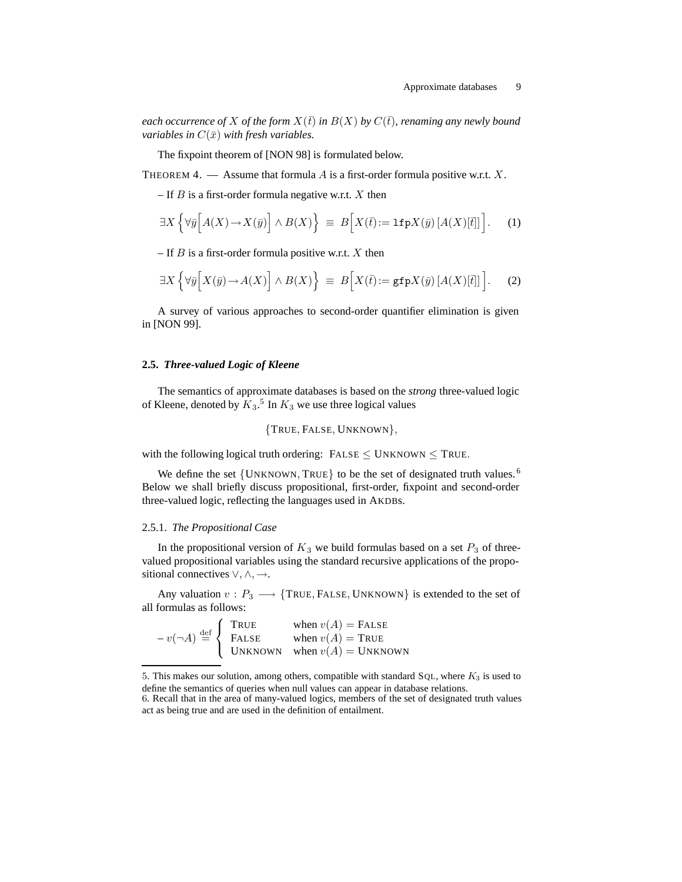*each occurrence of $X$ of the form $X(\bar{t})$ in $B(X)$ by $C(\bar{t})$, renaming any newly bound variables in $C(\bar{x})$ with fresh variables.*

The fixpoint theorem of [NON 98] is formulated below.

THEOREM 4. — Assume that formula $A$ is a first-order formula positive w.r.t. $X$.

– If $B$ is a first-order formula negative w.r.t. $X$ then

$$\exists X \left\{ \forall \bar{y} \Big[ A(X) \rightarrow X(\bar{y}) \Big] \wedge B(X) \right\} \equiv B\Big[ X(\bar{t}) := \mathtt{lfp} X(\bar{y}) \left[ A(X)[\bar{t}] \right] \Big]. \quad (1)$$

– If $B$ is a first-order formula positive w.r.t. $X$ then

$$\exists X \left\{ \forall \bar{y} \Big[ X(\bar{y}) \rightarrow A(X) \Big] \wedge B(X) \right\} \equiv B\Big[ X(\bar{t}) := \mathtt{gfp} X(\bar{y}) \left[ A(X)[\bar{t}] \right] \Big]. \quad (2)$$

A survey of various approaches to second-order quantifier elimination is given in [NON 99].

### 2.5. *Three-valued Logic of Kleene*

The semantics of approximate databases is based on the *strong* three-valued logic of Kleene, denoted by $K_3$.[5] In $K_3$ we use three logical values

$$\{\text{TRUE}, \text{FALSE}, \text{UNKNOWN}\},$$

with the following logical truth ordering: $\text{FALSE} \leq \text{UNKNOWN} \leq \text{TRUE}$.

We define the set $\{\text{UNKNOWN}, \text{TRUE}\}$ to be the set of designated truth values.[6] Below we shall briefly discuss propositional, first-order, fixpoint and second-order three-valued logic, reflecting the languages used in AKDBs.

#### 2.5.1. *The Propositional Case*

In the propositional version of $K_3$ we build formulas based on a set $P_3$ of three-valued propositional variables using the standard recursive applications of the propositional connectives $\vee, \wedge, \rightarrow$.

Any valuation $v : P_3 \longrightarrow \{\text{TRUE}, \text{FALSE}, \text{UNKNOWN}\}$ is extended to the set of all formulas as follows:

– $v(\neg A) \stackrel{\text{def}}{=} \begin{cases} \text{TRUE} & \text{when } v(A) = \text{FALSE} \\ \text{FALSE} & \text{when } v(A) = \text{TRUE} \\ \text{UNKNOWN} & \text{when } v(A) = \text{UNKNOWN} \end{cases}$

5. This makes our solution, among others, compatible with standard SQL, where $K_3$ is used to define the semantics of queries when null values can appear in database relations.

6. Recall that in the area of many-valued logics, members of the set of designated truth values act as being true and are used in the definition of entailment.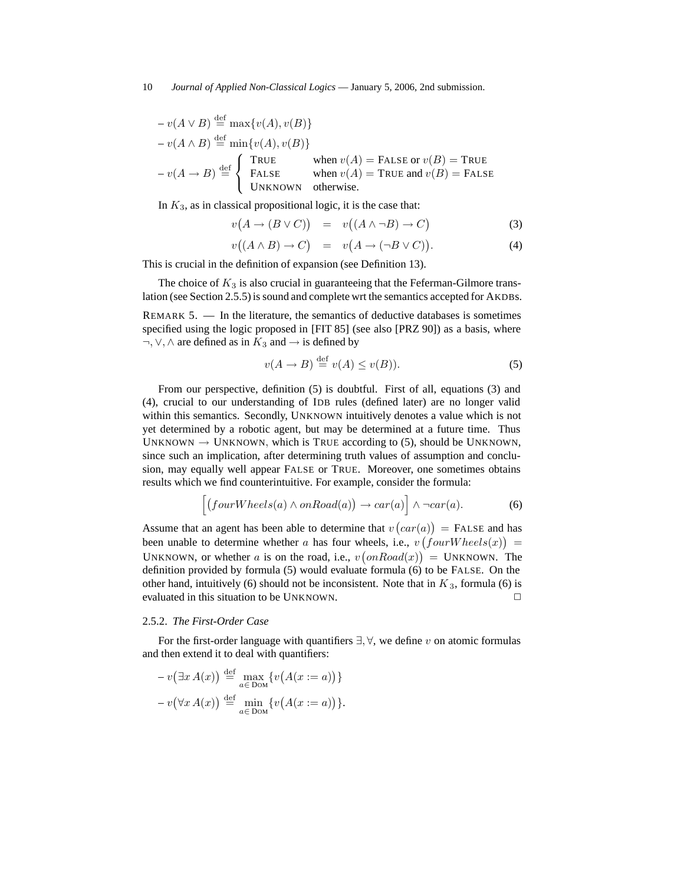– $v(A \vee B) \stackrel{\text{def}}{=} \max\{v(A), v(B)\}$

– $v(A \wedge B) \stackrel{\text{def}}{=} \min\{v(A), v(B)\}$

– $v(A \rightarrow B) \stackrel{\text{def}}{=} \begin{cases} \text{TRUE} & \text{when } v(A) = \text{FALSE or } v(B) = \text{TRUE} \\ \text{FALSE} & \text{when } v(A) = \text{TRUE and } v(B) = \text{FALSE} \\ \text{UNKNOWN} & \text{otherwise.} \end{cases}$

In $K_3$, as in classical propositional logic, it is the case that:

$$v\big(A \rightarrow (B \vee C)\big) \quad = \quad v\big((A \wedge \neg B) \rightarrow C\big) \tag{3}$$

$$v\big((A \wedge B) \rightarrow C\big) \quad = \quad v\big(A \rightarrow (\neg B \vee C)\big). \tag{4}$$

This is crucial in the definition of expansion (see Definition 13).

The choice of $K_3$ is also crucial in guaranteeing that the Feferman-Gilmore translation (see Section 2.5.5) is sound and complete wrt the semantics accepted for AKDBs.

REMARK 5. — In the literature, the semantics of deductive databases is sometimes specified using the logic proposed in [FIT 85] (see also [PRZ 90]) as a basis, where $\neg, \vee, \wedge$ are defined as in $K_3$ and $\rightarrow$ is defined by

$$v(A \rightarrow B) \stackrel{\text{def}}{=} v(A) \leq v(B)). \tag{5}$$

From our perspective, definition (5) is doubtful. First of all, equations (3) and (4), crucial to our understanding of IDB rules (defined later) are no longer valid within this semantics. Secondly, UNKNOWN intuitively denotes a value which is not yet determined by a robotic agent, but may be determined at a future time. Thus UNKNOWN $\rightarrow$ UNKNOWN, which is TRUE according to (5), should be UNKNOWN, since such an implication, after determining truth values of assumption and conclusion, may equally well appear FALSE or TRUE. Moreover, one sometimes obtains results which we find counterintuitive. For example, consider the formula:

$$\Big[\big(fourWheels(a) \wedge onRoad(a)\big) \rightarrow car(a)\Big] \wedge \neg car(a). \tag{6}$$

Assume that an agent has been able to determine that $v\big(car(a)\big) = \text{FALSE}$ and has been unable to determine whether $a$ has four wheels, i.e., $v\big(fourWheels(x)\big) =$ UNKNOWN, or whether $a$ is on the road, i.e., $v\big(onRoad(x)\big) =$ UNKNOWN. The definition provided by formula (5) would evaluate formula (6) to be FALSE. On the other hand, intuitively (6) should not be inconsistent. Note that in $K_3$, formula (6) is evaluated in this situation to be UNKNOWN. □

### 2.5.2. *The First-Order Case*

For the first-order language with quantifiers $\exists, \forall$, we define $v$ on atomic formulas and then extend it to deal with quantifiers:

– $v\big(\exists x\, A(x)\big) \stackrel{\text{def}}{=} \max\limits_{a \in \text{DOM}} \{v\big(A(x := a)\big)\}$

– $v\big(\forall x\, A(x)\big) \stackrel{\text{def}}{=} \min\limits_{a \in \text{DOM}} \{v\big(A(x := a)\big)\}$.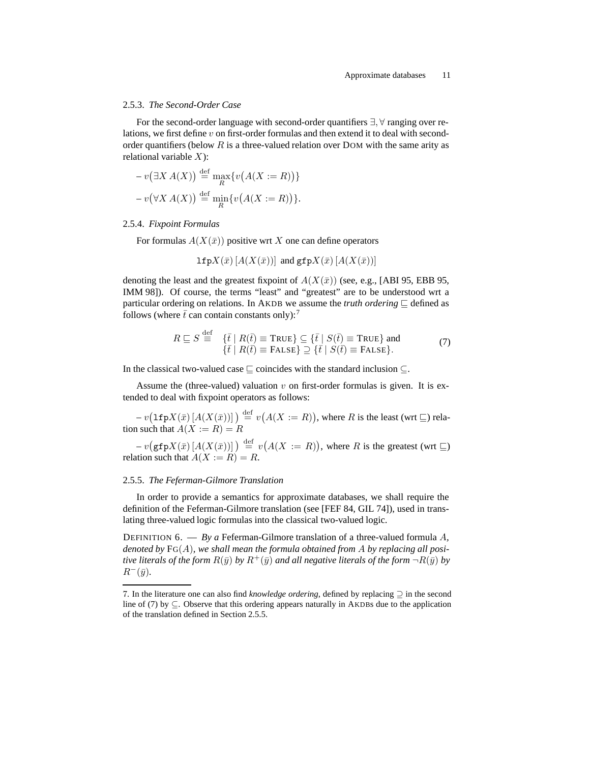#### 2.5.3. *The Second-Order Case*

For the second-order language with second-order quantifiers $\exists, \forall$ ranging over relations, we first define $v$ on first-order formulas and then extend it to deal with second-order quantifiers (below $R$ is a three-valued relation over DOM with the same arity as relational variable $X$):

– $v\big(\exists X\, A(X)\big) \stackrel{\text{def}}{=} \max_R\{v\big(A(X := R)\big)\}$

– $v\big(\forall X\, A(X)\big) \stackrel{\text{def}}{=} \min_R\{v\big(A(X := R)\big)\}$.

#### 2.5.4. *Fixpoint Formulas*

For formulas $A(X(\bar{x}))$ positive wrt $X$ one can define operators

$$\texttt{lfp}X(\bar{x})\,[A(X(\bar{x}))] \text{ and } \texttt{gfp}X(\bar{x})\,[A(X(\bar{x}))]$$

denoting the least and the greatest fixpoint of $A(X(\bar{x}))$ (see, e.g., [ABI 95, EBB 95, IMM 98]). Of course, the terms "least" and "greatest" are to be understood wrt a particular ordering on relations. In AKDB we assume the *truth ordering* $\sqsubseteq$ defined as follows (where $\bar{t}$ can contain constants only):[7]

$$R \sqsubseteq S \stackrel{\text{def}}{\equiv} \begin{array}{l} \{\bar{t} \mid R(\bar{t}) \equiv \text{TRUE}\} \subseteq \{\bar{t} \mid S(\bar{t}) \equiv \text{TRUE}\} \text{ and} \\ \{\bar{t} \mid R(\bar{t}) \equiv \text{FALSE}\} \supseteq \{\bar{t} \mid S(\bar{t}) \equiv \text{FALSE}\}. \end{array} \tag{7}$$

In the classical two-valued case $\sqsubseteq$ coincides with the standard inclusion $\subseteq$.

Assume the (three-valued) valuation $v$ on first-order formulas is given. It is extended to deal with fixpoint operators as follows:

– $v\big(\texttt{lfp}X(\bar{x})\,[A(X(\bar{x}))]\,\big) \stackrel{\text{def}}{=} v\big(A(X := R)\big)$, where $R$ is the least (wrt $\sqsubseteq$) relation such that $A(X := R) = R$

– $v\big(\texttt{gfp}X(\bar{x})\,[A(X(\bar{x}))]\,\big) \stackrel{\text{def}}{=} v\big(A(X := R)\big)$, where $R$ is the greatest (wrt $\sqsubseteq$) relation such that $A(X := R) = R$.

#### 2.5.5. *The Feferman-Gilmore Translation*

In order to provide a semantics for approximate databases, we shall require the definition of the Feferman-Gilmore translation (see [FEF 84, GIL 74]), used in translating three-valued logic formulas into the classical two-valued logic.

DEFINITION 6. — *By a* Feferman-Gilmore translation *of a three-valued formula $A$, denoted by* $\text{FG}(A)$, *we shall mean the formula obtained from $A$ by replacing all positive literals of the form $R(\bar{y})$ by $R^+(\bar{y})$ and all negative literals of the form $\neg R(\bar{y})$ by $R^-(\bar{y})$.*

---

7. In the literature one can also find *knowledge ordering*, defined by replacing $\supseteq$ in the second line of (7) by $\subseteq$. Observe that this ordering appears naturally in AKDBs due to the application of the translation defined in Section 2.5.5.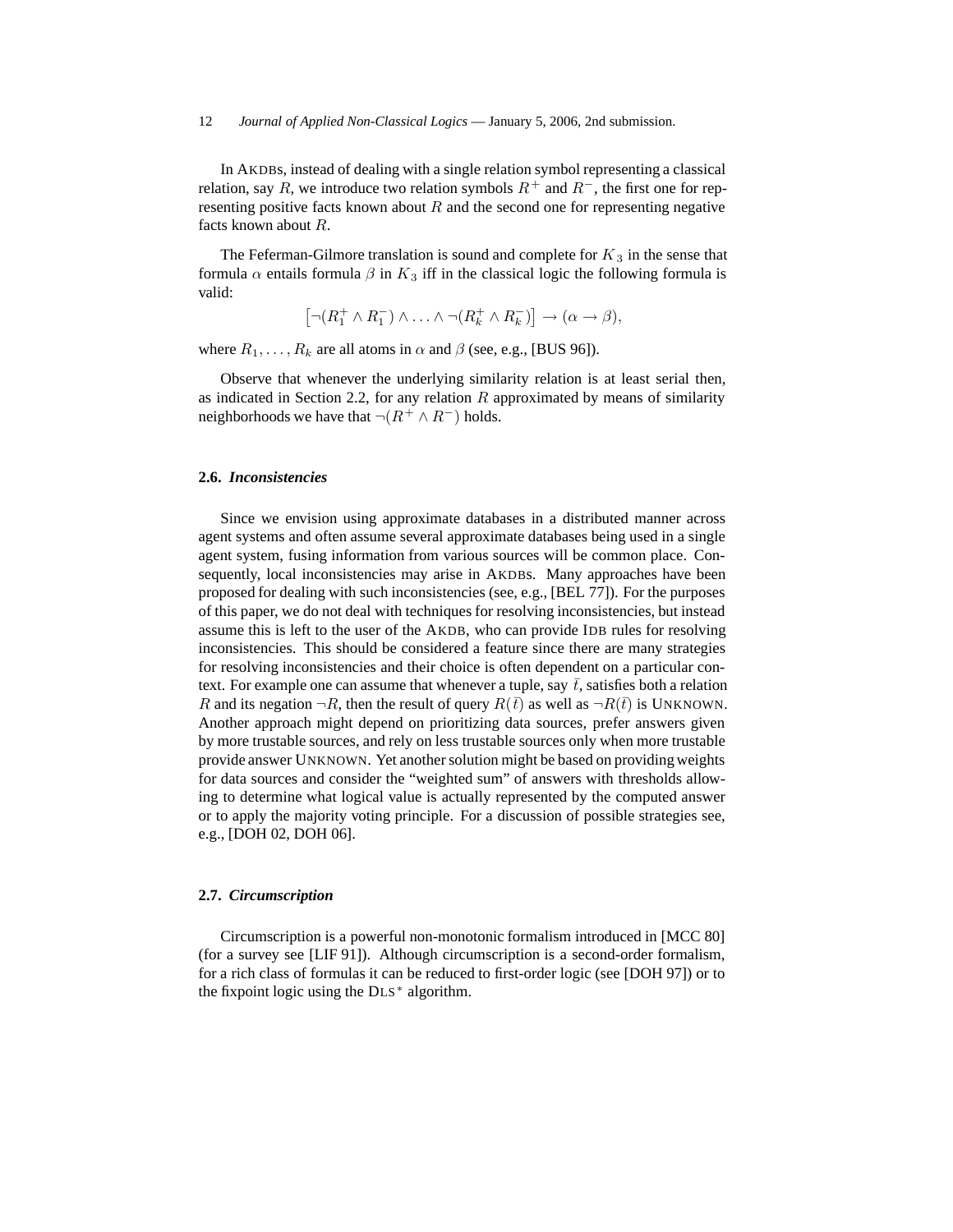In AKDBs, instead of dealing with a single relation symbol representing a classical relation, say $R$, we introduce two relation symbols $R^+$ and $R^-$, the first one for representing positive facts known about $R$ and the second one for representing negative facts known about $R$.

The Feferman-Gilmore translation is sound and complete for $K_3$ in the sense that formula $\alpha$ entails formula $\beta$ in $K_3$ iff in the classical logic the following formula is valid:

$$\left[\neg(R_1^+ \wedge R_1^-) \wedge \ldots \wedge \neg(R_k^+ \wedge R_k^-)\right] \rightarrow (\alpha \rightarrow \beta),$$

where $R_1, \ldots, R_k$ are all atoms in $\alpha$ and $\beta$ (see, e.g., [BUS 96]).

Observe that whenever the underlying similarity relation is at least serial then, as indicated in Section 2.2, for any relation $R$ approximated by means of similarity neighborhoods we have that $\neg(R^+ \wedge R^-)$ holds.

## 2.6. *Inconsistencies*

Since we envision using approximate databases in a distributed manner across agent systems and often assume several approximate databases being used in a single agent system, fusing information from various sources will be common place. Consequently, local inconsistencies may arise in AKDBs. Many approaches have been proposed for dealing with such inconsistencies (see, e.g., [BEL 77]). For the purposes of this paper, we do not deal with techniques for resolving inconsistencies, but instead assume this is left to the user of the AKDB, who can provide IDB rules for resolving inconsistencies. This should be considered a feature since there are many strategies for resolving inconsistencies and their choice is often dependent on a particular context. For example one can assume that whenever a tuple, say $\bar{t}$, satisfies both a relation $R$ and its negation $\neg R$, then the result of query $R(\bar{t})$ as well as $\neg R(\bar{t})$ is UNKNOWN. Another approach might depend on prioritizing data sources, prefer answers given by more trustable sources, and rely on less trustable sources only when more trustable provide answer UNKNOWN. Yet another solution might be based on providing weights for data sources and consider the "weighted sum" of answers with thresholds allowing to determine what logical value is actually represented by the computed answer or to apply the majority voting principle. For a discussion of possible strategies see, e.g., [DOH 02, DOH 06].

## 2.7. *Circumscription*

Circumscription is a powerful non-monotonic formalism introduced in [MCC 80] (for a survey see [LIF 91]). Although circumscription is a second-order formalism, for a rich class of formulas it can be reduced to first-order logic (see [DOH 97]) or to the fixpoint logic using the DLS$^*$ algorithm.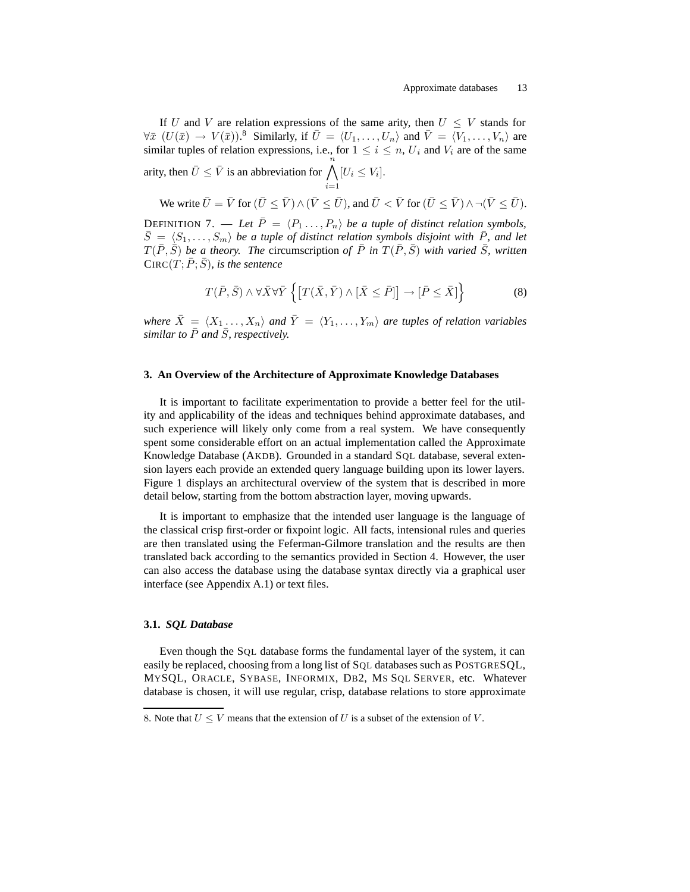If $U$ and $V$ are relation expressions of the same arity, then $U \leq V$ stands for $\forall \bar{x}\ (U(\bar{x}) \rightarrow V(\bar{x}))$.[8] Similarly, if $\bar{U} = \langle U_1, \ldots, U_n \rangle$ and $\bar{V} = \langle V_1, \ldots, V_n \rangle$ are similar tuples of relation expressions, i.e., for $1 \leq i \leq n$, $U_i$ and $V_i$ are of the same arity, then $\bar{U} \leq \bar{V}$ is an abbreviation for $\bigwedge_{i=1}^{n} [U_i \leq V_i]$.

We write $\bar{U} = \bar{V}$ for $(\bar{U} \leq \bar{V}) \wedge (\bar{V} \leq \bar{U})$, and $\bar{U} < \bar{V}$ for $(\bar{U} \leq \bar{V}) \wedge \neg(\bar{V} \leq \bar{U})$.

DEFINITION 7. — *Let $\bar{P} = \langle P_1 \ldots, P_n \rangle$ be a tuple of distinct relation symbols, $\bar{S} = \langle S_1, \ldots, S_m \rangle$ be a tuple of distinct relation symbols disjoint with $\bar{P}$, and let $T(\bar{P}, \bar{S})$ be a theory. The* circumscription *of $\bar{P}$ in $T(\bar{P}, \bar{S})$ with varied $\bar{S}$, written* $\text{CIRC}(T; \bar{P}; \bar{S})$*, is the sentence*

$$T(\bar{P}, \bar{S}) \wedge \forall \bar{X} \forall \bar{Y} \left\{ \left[ T(\bar{X}, \bar{Y}) \wedge [\bar{X} \leq \bar{P}] \right] \rightarrow [\bar{P} \leq \bar{X}] \right\} \tag{8}$$

*where $\bar{X} = \langle X_1 \ldots, X_n \rangle$ and $\bar{Y} = \langle Y_1, \ldots, Y_m \rangle$ are tuples of relation variables similar to $\bar{P}$ and $\bar{S}$, respectively.*

## 3. An Overview of the Architecture of Approximate Knowledge Databases

It is important to facilitate experimentation to provide a better feel for the utility and applicability of the ideas and techniques behind approximate databases, and such experience will likely only come from a real system. We have consequently spent some considerable effort on an actual implementation called the Approximate Knowledge Database (AKDB). Grounded in a standard SQL database, several extension layers each provide an extended query language building upon its lower layers. Figure 1 displays an architectural overview of the system that is described in more detail below, starting from the bottom abstraction layer, moving upwards.

It is important to emphasize that the intended user language is the language of the classical crisp first-order or fixpoint logic. All facts, intensional rules and queries are then translated using the Feferman-Gilmore translation and the results are then translated back according to the semantics provided in Section 4. However, the user can also access the database using the database syntax directly via a graphical user interface (see Appendix A.1) or text files.

### 3.1. *SQL Database*

Even though the SQL database forms the fundamental layer of the system, it can easily be replaced, choosing from a long list of SQL databases such as POSTGRESQL, MYSQL, ORACLE, SYBASE, INFORMIX, DB2, MS SQL SERVER, etc. Whatever database is chosen, it will use regular, crisp, database relations to store approximate

8. Note that $U \leq V$ means that the extension of $U$ is a subset of the extension of $V$.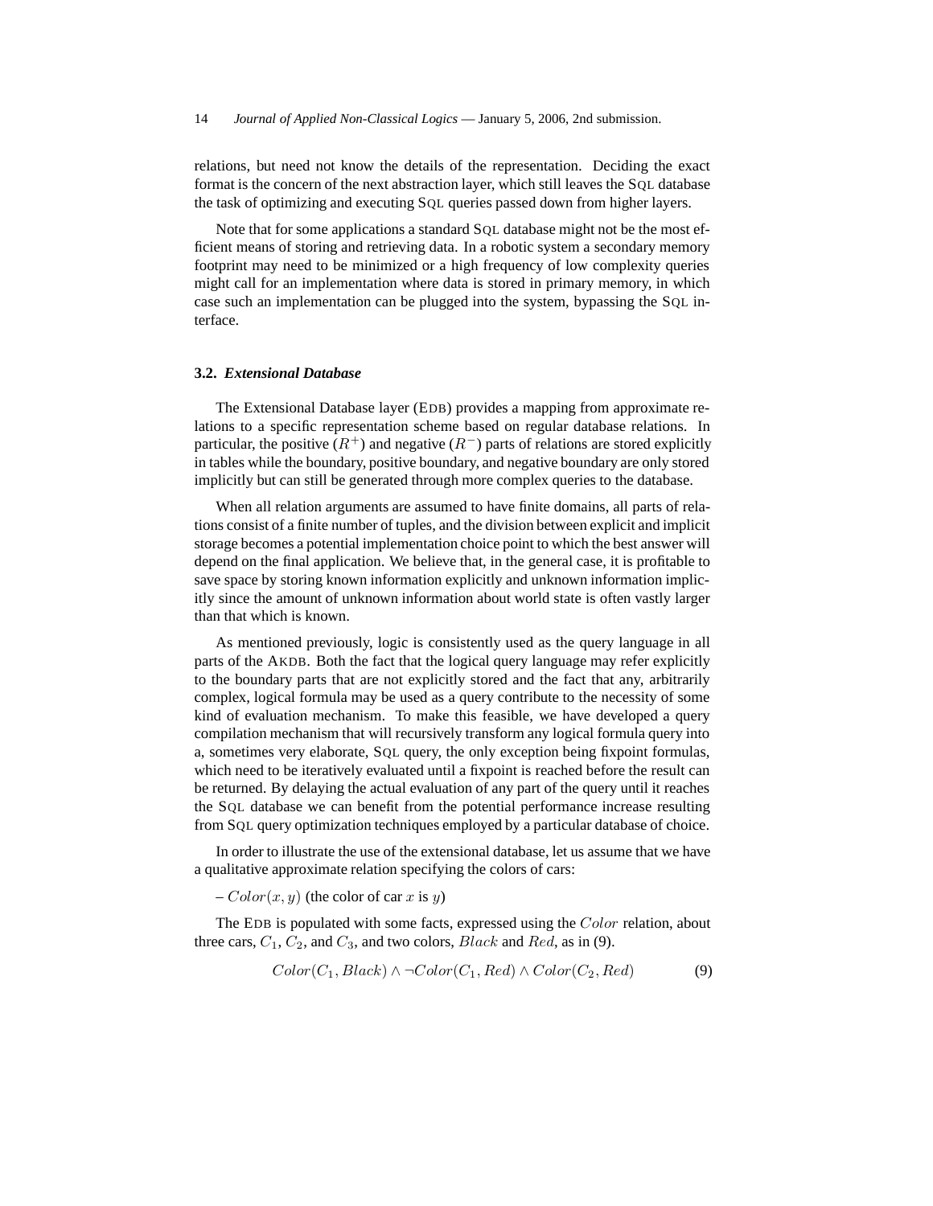relations, but need not know the details of the representation. Deciding the exact format is the concern of the next abstraction layer, which still leaves the SQL database the task of optimizing and executing SQL queries passed down from higher layers.

Note that for some applications a standard SQL database might not be the most efficient means of storing and retrieving data. In a robotic system a secondary memory footprint may need to be minimized or a high frequency of low complexity queries might call for an implementation where data is stored in primary memory, in which case such an implementation can be plugged into the system, bypassing the SQL interface.

### 3.2. *Extensional Database*

The Extensional Database layer (EDB) provides a mapping from approximate relations to a specific representation scheme based on regular database relations. In particular, the positive ($R^+$) and negative ($R^-$) parts of relations are stored explicitly in tables while the boundary, positive boundary, and negative boundary are only stored implicitly but can still be generated through more complex queries to the database.

When all relation arguments are assumed to have finite domains, all parts of relations consist of a finite number of tuples, and the division between explicit and implicit storage becomes a potential implementation choice point to which the best answer will depend on the final application. We believe that, in the general case, it is profitable to save space by storing known information explicitly and unknown information implicitly since the amount of unknown information about world state is often vastly larger than that which is known.

As mentioned previously, logic is consistently used as the query language in all parts of the AKDB. Both the fact that the logical query language may refer explicitly to the boundary parts that are not explicitly stored and the fact that any, arbitrarily complex, logical formula may be used as a query contribute to the necessity of some kind of evaluation mechanism. To make this feasible, we have developed a query compilation mechanism that will recursively transform any logical formula query into a, sometimes very elaborate, SQL query, the only exception being fixpoint formulas, which need to be iteratively evaluated until a fixpoint is reached before the result can be returned. By delaying the actual evaluation of any part of the query until it reaches the SQL database we can benefit from the potential performance increase resulting from SQL query optimization techniques employed by a particular database of choice.

In order to illustrate the use of the extensional database, let us assume that we have a qualitative approximate relation specifying the colors of cars:

– $Color(x, y)$ (the color of car $x$ is $y$)

The EDB is populated with some facts, expressed using the $Color$ relation, about three cars, $C_1$, $C_2$, and $C_3$, and two colors, $Black$ and $Red$, as in (9).

$$Color(C_1, Black) \wedge \neg Color(C_1, Red) \wedge Color(C_2, Red) \tag{9}$$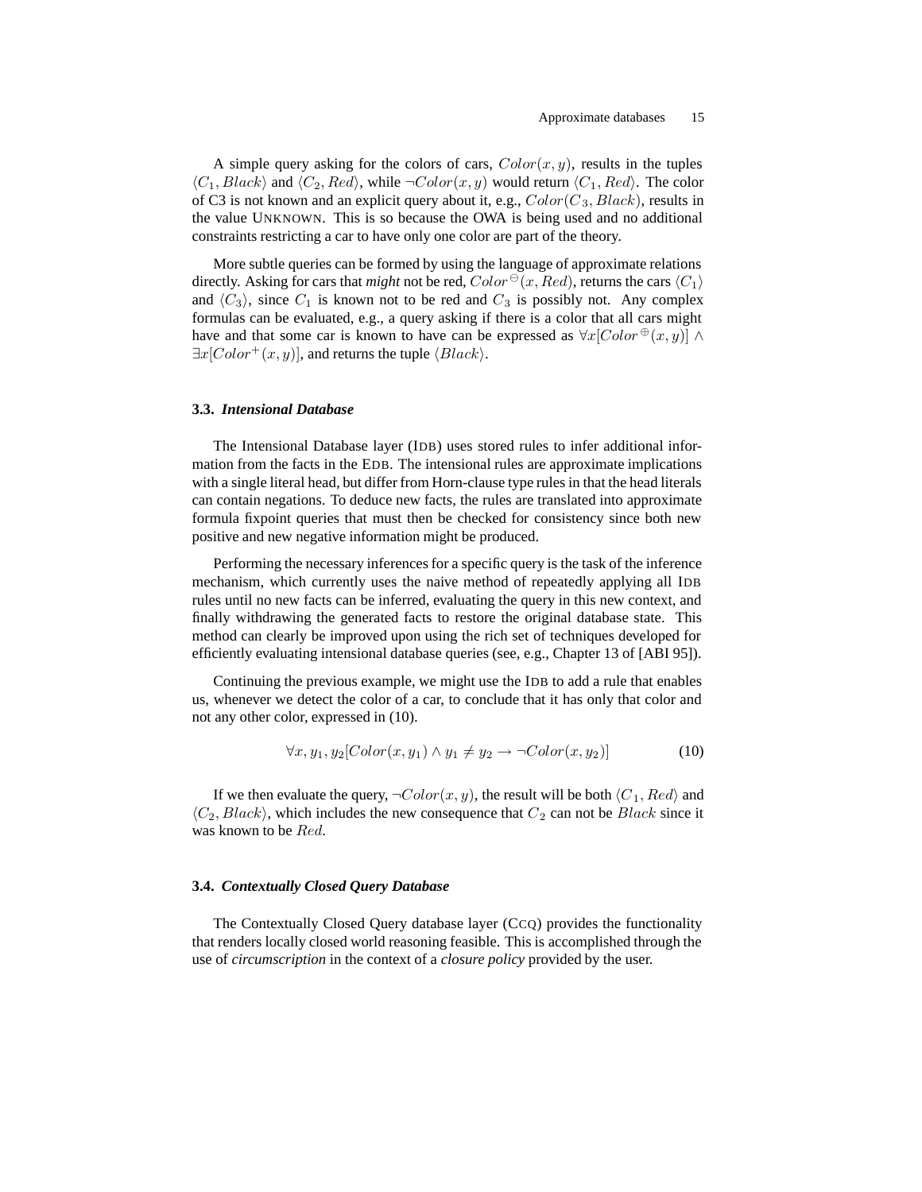A simple query asking for the colors of cars, $Color(x, y)$, results in the tuples $\langle C_1, Black\rangle$ and $\langle C_2, Red\rangle$, while $\neg Color(x, y)$ would return $\langle C_1, Red\rangle$. The color of C3 is not known and an explicit query about it, e.g., $Color(C_3, Black)$, results in the value UNKNOWN. This is so because the OWA is being used and no additional constraints restricting a car to have only one color are part of the theory.

More subtle queries can be formed by using the language of approximate relations directly. Asking for cars that *might* not be red, $Color^{\ominus}(x, Red)$, returns the cars $\langle C_1\rangle$ and $\langle C_3\rangle$, since $C_1$ is known not to be red and $C_3$ is possibly not. Any complex formulas can be evaluated, e.g., a query asking if there is a color that all cars might have and that some car is known to have can be expressed as $\forall x[Color^{\oplus}(x, y)] \wedge \exists x[Color^{+}(x, y)]$, and returns the tuple $\langle Black\rangle$.

### 3.3. *Intensional Database*

The Intensional Database layer (IDB) uses stored rules to infer additional information from the facts in the EDB. The intensional rules are approximate implications with a single literal head, but differ from Horn-clause type rules in that the head literals can contain negations. To deduce new facts, the rules are translated into approximate formula fixpoint queries that must then be checked for consistency since both new positive and new negative information might be produced.

Performing the necessary inferences for a specific query is the task of the inference mechanism, which currently uses the naive method of repeatedly applying all IDB rules until no new facts can be inferred, evaluating the query in this new context, and finally withdrawing the generated facts to restore the original database state. This method can clearly be improved upon using the rich set of techniques developed for efficiently evaluating intensional database queries (see, e.g., Chapter 13 of [ABI 95]).

Continuing the previous example, we might use the IDB to add a rule that enables us, whenever we detect the color of a car, to conclude that it has only that color and not any other color, expressed in (10).

$$\forall x, y_1, y_2[Color(x, y_1) \wedge y_1 \neq y_2 \rightarrow \neg Color(x, y_2)] \tag{10}$$

If we then evaluate the query, $\neg Color(x, y)$, the result will be both $\langle C_1, Red\rangle$ and $\langle C_2, Black\rangle$, which includes the new consequence that $C_2$ can not be $Black$ since it was known to be $Red$.

### 3.4. *Contextually Closed Query Database*

The Contextually Closed Query database layer (CCQ) provides the functionality that renders locally closed world reasoning feasible. This is accomplished through the use of *circumscription* in the context of a *closure policy* provided by the user.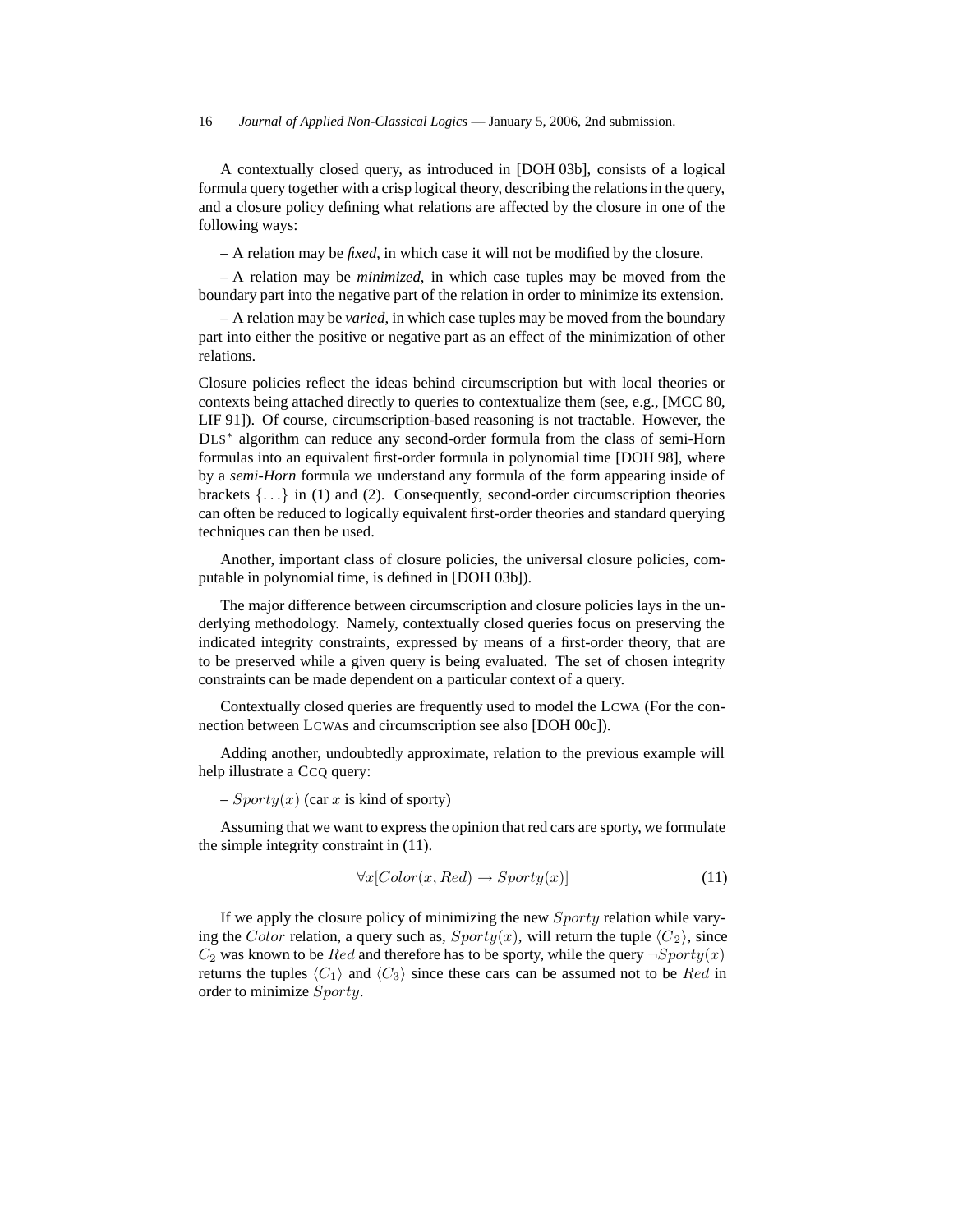A contextually closed query, as introduced in [DOH 03b], consists of a logical formula query together with a crisp logical theory, describing the relations in the query, and a closure policy defining what relations are affected by the closure in one of the following ways:

– A relation may be *fixed*, in which case it will not be modified by the closure.

– A relation may be *minimized*, in which case tuples may be moved from the boundary part into the negative part of the relation in order to minimize its extension.

– A relation may be *varied*, in which case tuples may be moved from the boundary part into either the positive or negative part as an effect of the minimization of other relations.

Closure policies reflect the ideas behind circumscription but with local theories or contexts being attached directly to queries to contextualize them (see, e.g., [MCC 80, LIF 91]). Of course, circumscription-based reasoning is not tractable. However, the DLS$^*$ algorithm can reduce any second-order formula from the class of semi-Horn formulas into an equivalent first-order formula in polynomial time [DOH 98], where by a *semi-Horn* formula we understand any formula of the form appearing inside of brackets $\{\ldots\}$ in (1) and (2). Consequently, second-order circumscription theories can often be reduced to logically equivalent first-order theories and standard querying techniques can then be used.

Another, important class of closure policies, the universal closure policies, computable in polynomial time, is defined in [DOH 03b]).

The major difference between circumscription and closure policies lays in the underlying methodology. Namely, contextually closed queries focus on preserving the indicated integrity constraints, expressed by means of a first-order theory, that are to be preserved while a given query is being evaluated. The set of chosen integrity constraints can be made dependent on a particular context of a query.

Contextually closed queries are frequently used to model the LCWA (For the connection between LCWAs and circumscription see also [DOH 00c]).

Adding another, undoubtedly approximate, relation to the previous example will help illustrate a CCQ query:

– $Sporty(x)$ (car $x$ is kind of sporty)

Assuming that we want to express the opinion that red cars are sporty, we formulate the simple integrity constraint in (11).

$$\forall x[Color(x, Red) \rightarrow Sporty(x)] \tag{11}$$

If we apply the closure policy of minimizing the new $Sporty$ relation while varying the $Color$ relation, a query such as, $Sporty(x)$, will return the tuple $\langle C_2 \rangle$, since $C_2$ was known to be $Red$ and therefore has to be sporty, while the query $\neg Sporty(x)$ returns the tuples $\langle C_1 \rangle$ and $\langle C_3 \rangle$ since these cars can be assumed not to be $Red$ in order to minimize $Sporty$.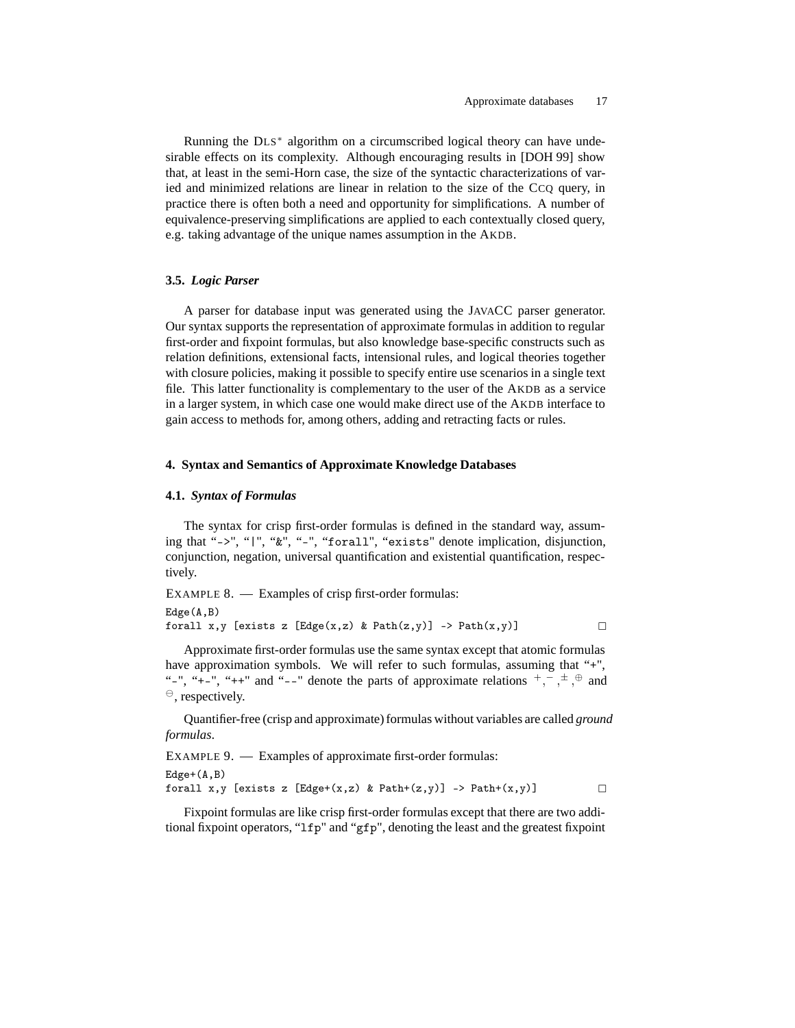Running the DLS* algorithm on a circumscribed logical theory can have undesirable effects on its complexity. Although encouraging results in [DOH 99] show that, at least in the semi-Horn case, the size of the syntactic characterizations of varied and minimized relations are linear in relation to the size of the CCQ query, in practice there is often both a need and opportunity for simplifications. A number of equivalence-preserving simplifications are applied to each contextually closed query, e.g. taking advantage of the unique names assumption in the AKDB.

### 3.5. *Logic Parser*

A parser for database input was generated using the JAVACC parser generator. Our syntax supports the representation of approximate formulas in addition to regular first-order and fixpoint formulas, but also knowledge base-specific constructs such as relation definitions, extensional facts, intensional rules, and logical theories together with closure policies, making it possible to specify entire use scenarios in a single text file. This latter functionality is complementary to the user of the AKDB as a service in a larger system, in which case one would make direct use of the AKDB interface to gain access to methods for, among others, adding and retracting facts or rules.

## 4. Syntax and Semantics of Approximate Knowledge Databases

### 4.1. *Syntax of Formulas*

The syntax for crisp first-order formulas is defined in the standard way, assuming that "`->`", "`|`", "`&`", "`-`", "`forall`", "`exists`" denote implication, disjunction, conjunction, negation, universal quantification and existential quantification, respectively.

EXAMPLE 8. — Examples of crisp first-order formulas:

```
Edge(A,B)
forall x,y [exists z [Edge(x,z) & Path(z,y)] -> Path(x,y)]
```
□

Approximate first-order formulas use the same syntax except that atomic formulas have approximation symbols. We will refer to such formulas, assuming that "`+`", "`-`", "`+-`", "`++`" and "`--`" denote the parts of approximate relations $^+, ^-, ^{\pm}, ^{\oplus}$ and $^{\ominus}$, respectively.

Quantifier-free (crisp and approximate) formulas without variables are called *ground formulas*.

EXAMPLE 9. — Examples of approximate first-order formulas:

```
Edge+(A,B)
forall x,y [exists z [Edge+(x,z) & Path+(z,y)] -> Path+(x,y)]
```
□

Fixpoint formulas are like crisp first-order formulas except that there are two additional fixpoint operators, "`lfp`" and "`gfp`", denoting the least and the greatest fixpoint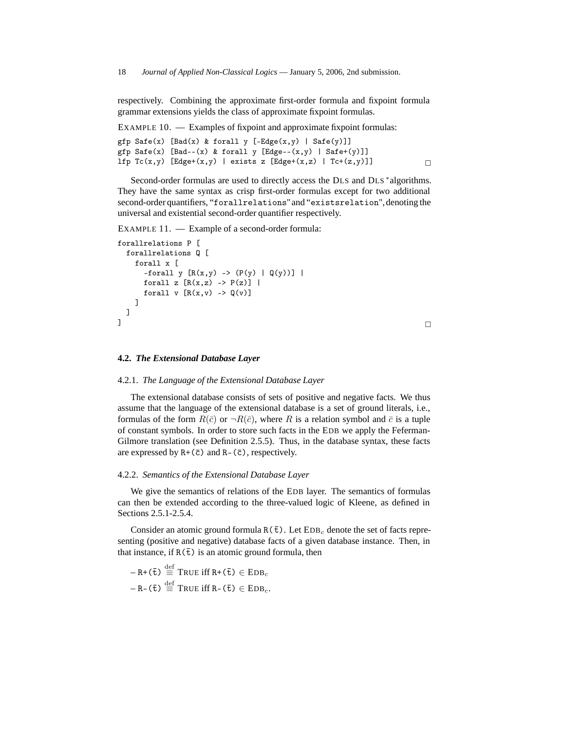respectively. Combining the approximate first-order formula and fixpoint formula grammar extensions yields the class of approximate fixpoint formulas.

EXAMPLE 10. — Examples of fixpoint and approximate fixpoint formulas:

```
gfp Safe(x) [Bad(x) & forall y [-Edge(x,y) | Safe(y)]]
gfp Safe(x) [Bad--(x) & forall y [Edge--(x,y) | Safe+(y)]]
lfp Tc(x,y) [Edge+(x,y) | exists z [Edge+(x,z) | Tc+(z,y)]]
```

□

Second-order formulas are used to directly access the DLS and DLS*algorithms. They have the same syntax as crisp first-order formulas except for two additional second-order quantifiers, "`forallrelations`" and "`existsrelation`", denoting the universal and existential second-order quantifier respectively.

EXAMPLE 11. — Example of a second-order formula:

```
forallrelations P [
  forallrelations Q [
    forall x [
      -forall y [R(x,y) -> (P(y) | Q(y))] |
      forall z [R(x,z) -> P(z)] |
      forall v [R(x,v) -> Q(v)]
    ]
  ]
]
```

□

### 4.2. *The Extensional Database Layer*

#### 4.2.1. *The Language of the Extensional Database Layer*

The extensional database consists of sets of positive and negative facts. We thus assume that the language of the extensional database is a set of ground literals, i.e., formulas of the form $R(\bar{c})$ or $\neg R(\bar{c})$, where $R$ is a relation symbol and $\bar{c}$ is a tuple of constant symbols. In order to store such facts in the EDB we apply the Feferman-Gilmore translation (see Definition 2.5.5). Thus, in the database syntax, these facts are expressed by $\mathtt{R+}(\bar{\mathtt{c}})$ and $\mathtt{R-}(\bar{\mathtt{c}})$, respectively.

#### 4.2.2. *Semantics of the Extensional Database Layer*

We give the semantics of relations of the EDB layer. The semantics of formulas can then be extended according to the three-valued logic of Kleene, as defined in Sections 2.5.1-2.5.4.

Consider an atomic ground formula $\mathtt{R}(\bar{\mathtt{t}})$. Let $\text{EDB}_c$ denote the set of facts representing (positive and negative) database facts of a given database instance. Then, in that instance, if $\mathtt{R}(\bar{\mathtt{t}})$ is an atomic ground formula, then

– $\mathtt{R+}(\bar{\mathtt{t}}) \stackrel{\text{def}}{\equiv}$ TRUE iff $\mathtt{R+}(\bar{\mathtt{t}}) \in \text{EDB}_c$

– $\mathtt{R-}(\bar{\mathtt{t}}) \stackrel{\text{def}}{\equiv}$ TRUE iff $\mathtt{R-}(\bar{\mathtt{t}}) \in \text{EDB}_c$.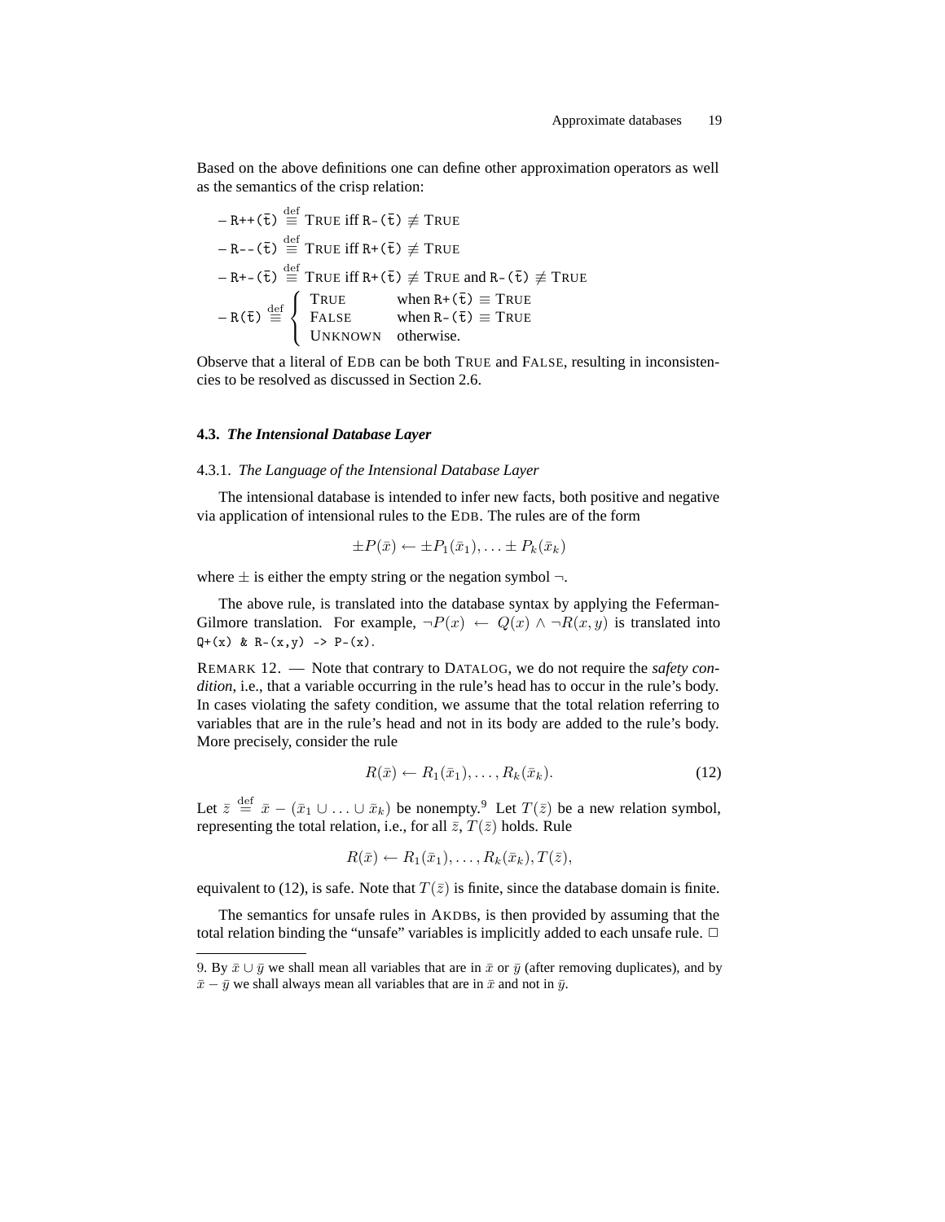Based on the above definitions one can define other approximation operators as well as the semantics of the crisp relation:

– `R++(t̄)` $\stackrel{\text{def}}{\equiv}$ TRUE iff `R-(t̄)` $\not\equiv$ TRUE

– `R--(t̄)` $\stackrel{\text{def}}{\equiv}$ TRUE iff `R+(t̄)` $\not\equiv$ TRUE

– `R+-(t̄)` $\stackrel{\text{def}}{\equiv}$ TRUE iff `R+(t̄)` $\not\equiv$ TRUE and `R-(t̄)` $\not\equiv$ TRUE

– `R(t̄)` $\stackrel{\text{def}}{\equiv} \begin{cases} \text{TRUE} & \text{when } \texttt{R+}(\bar{t}) \equiv \text{TRUE} \\ \text{FALSE} & \text{when } \texttt{R-}(\bar{t}) \equiv \text{TRUE} \\ \text{UNKNOWN} & \text{otherwise.} \end{cases}$

Observe that a literal of EDB can be both TRUE and FALSE, resulting in inconsistencies to be resolved as discussed in Section 2.6.

### 4.3. *The Intensional Database Layer*

#### 4.3.1. *The Language of the Intensional Database Layer*

The intensional database is intended to infer new facts, both positive and negative via application of intensional rules to the EDB. The rules are of the form

$$\pm P(\bar{x}) \leftarrow \pm P_1(\bar{x}_1), \ldots \pm P_k(\bar{x}_k)$$

where $\pm$ is either the empty string or the negation symbol $\neg$.

The above rule, is translated into the database syntax by applying the Feferman-Gilmore translation. For example, $\neg P(x) \leftarrow Q(x) \wedge \neg R(x, y)$ is translated into `Q+(x) & R-(x,y) -> P-(x)`.

REMARK 12. — Note that contrary to DATALOG, we do not require the *safety condition*, i.e., that a variable occurring in the rule's head has to occur in the rule's body. In cases violating the safety condition, we assume that the total relation referring to variables that are in the rule's head and not in its body are added to the rule's body. More precisely, consider the rule

$$R(\bar{x}) \leftarrow R_1(\bar{x}_1), \ldots, R_k(\bar{x}_k). \tag{12}$$

Let $\bar{z} \stackrel{\text{def}}{=} \bar{x} - (\bar{x}_1 \cup \ldots \cup \bar{x}_k)$ be nonempty.[9] Let $T(\bar{z})$ be a new relation symbol, representing the total relation, i.e., for all $\bar{z}$, $T(\bar{z})$ holds. Rule

$$R(\bar{x}) \leftarrow R_1(\bar{x}_1), \ldots, R_k(\bar{x}_k), T(\bar{z}),$$

equivalent to (12), is safe. Note that $T(\bar{z})$ is finite, since the database domain is finite.

The semantics for unsafe rules in AKDBs, is then provided by assuming that the total relation binding the "unsafe" variables is implicitly added to each unsafe rule. □

---

9. By $\bar{x} \cup \bar{y}$ we shall mean all variables that are in $\bar{x}$ or $\bar{y}$ (after removing duplicates), and by $\bar{x} - \bar{y}$ we shall always mean all variables that are in $\bar{x}$ and not in $\bar{y}$.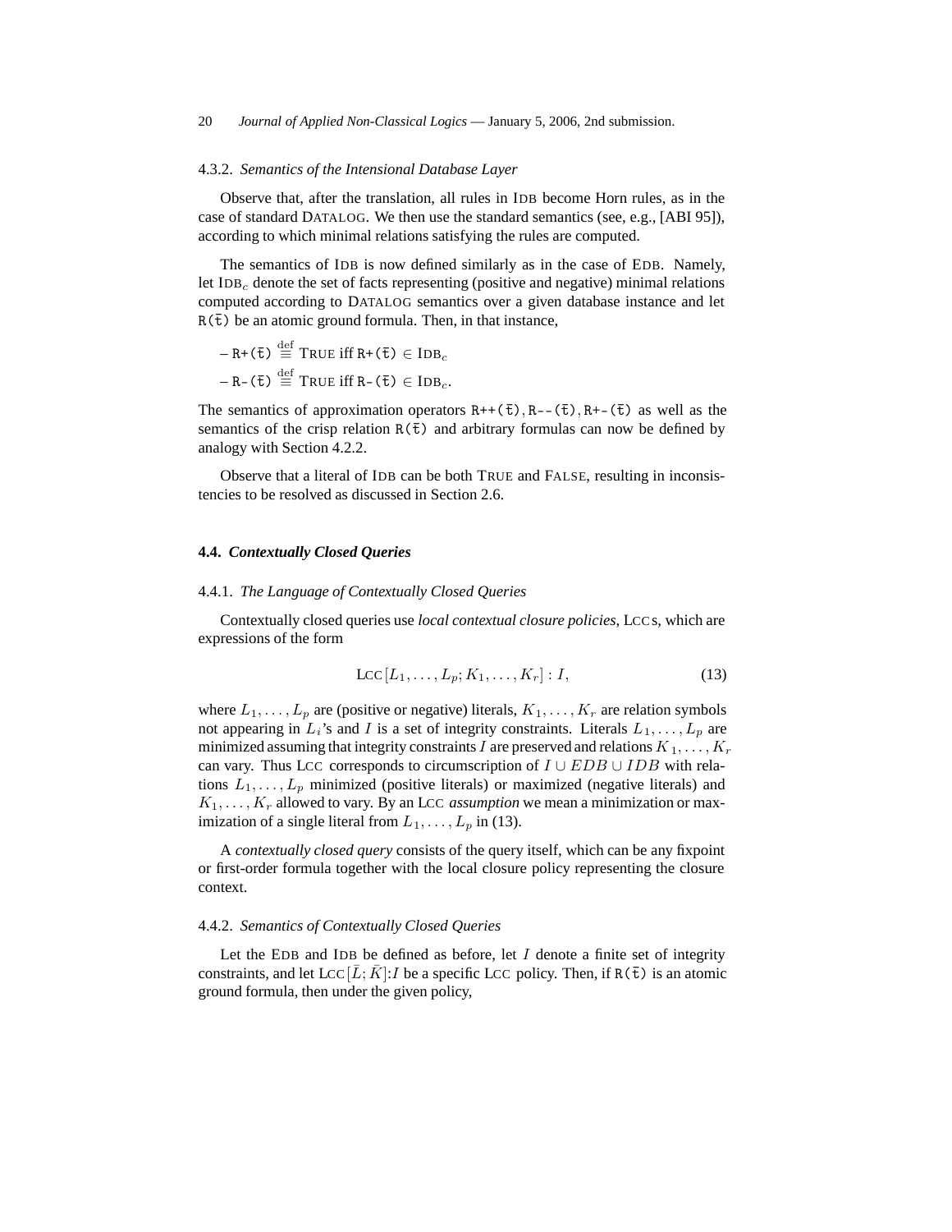#### 4.3.2. *Semantics of the Intensional Database Layer*

Observe that, after the translation, all rules in IDB become Horn rules, as in the case of standard DATALOG. We then use the standard semantics (see, e.g., [ABI 95]), according to which minimal relations satisfying the rules are computed.

The semantics of IDB is now defined similarly as in the case of EDB. Namely, let $\text{IDB}_c$ denote the set of facts representing (positive and negative) minimal relations computed according to DATALOG semantics over a given database instance and let $\mathtt{R}(\bar{\mathtt{t}})$ be an atomic ground formula. Then, in that instance,

– $\mathtt{R+}(\bar{\mathtt{t}}) \stackrel{\text{def}}{\equiv}$ TRUE iff $\mathtt{R+}(\bar{\mathtt{t}}) \in \text{IDB}_c$

– $\mathtt{R-}(\bar{\mathtt{t}}) \stackrel{\text{def}}{\equiv}$ TRUE iff $\mathtt{R-}(\bar{\mathtt{t}}) \in \text{IDB}_c$.

The semantics of approximation operators $\mathtt{R++}(\bar{\mathtt{t}}), \mathtt{R--}(\bar{\mathtt{t}}), \mathtt{R+-}(\bar{\mathtt{t}})$ as well as the semantics of the crisp relation $\mathtt{R}(\bar{\mathtt{t}})$ and arbitrary formulas can now be defined by analogy with Section 4.2.2.

Observe that a literal of IDB can be both TRUE and FALSE, resulting in inconsistencies to be resolved as discussed in Section 2.6.

### 4.4. *Contextually Closed Queries*

#### 4.4.1. *The Language of Contextually Closed Queries*

Contextually closed queries use *local contextual closure policies*, LCCs, which are expressions of the form

$$\text{LCC}[L_1, \ldots, L_p; K_1, \ldots, K_r] : I, \tag{13}$$

where $L_1, \ldots, L_p$ are (positive or negative) literals, $K_1, \ldots, K_r$ are relation symbols not appearing in $L_i$'s and $I$ is a set of integrity constraints. Literals $L_1, \ldots, L_p$ are minimized assuming that integrity constraints $I$ are preserved and relations $K_1, \ldots, K_r$ can vary. Thus LCC corresponds to circumscription of $I \cup EDB \cup IDB$ with relations $L_1, \ldots, L_p$ minimized (positive literals) or maximized (negative literals) and $K_1, \ldots, K_r$ allowed to vary. By an LCC *assumption* we mean a minimization or maximization of a single literal from $L_1, \ldots, L_p$ in (13).

A *contextually closed query* consists of the query itself, which can be any fixpoint or first-order formula together with the local closure policy representing the closure context.

#### 4.4.2. *Semantics of Contextually Closed Queries*

Let the EDB and IDB be defined as before, let $I$ denote a finite set of integrity constraints, and let $\text{LCC}[\bar{L}; \bar{K}]{:}I$ be a specific LCC policy. Then, if $\mathtt{R}(\bar{\mathtt{t}})$ is an atomic ground formula, then under the given policy,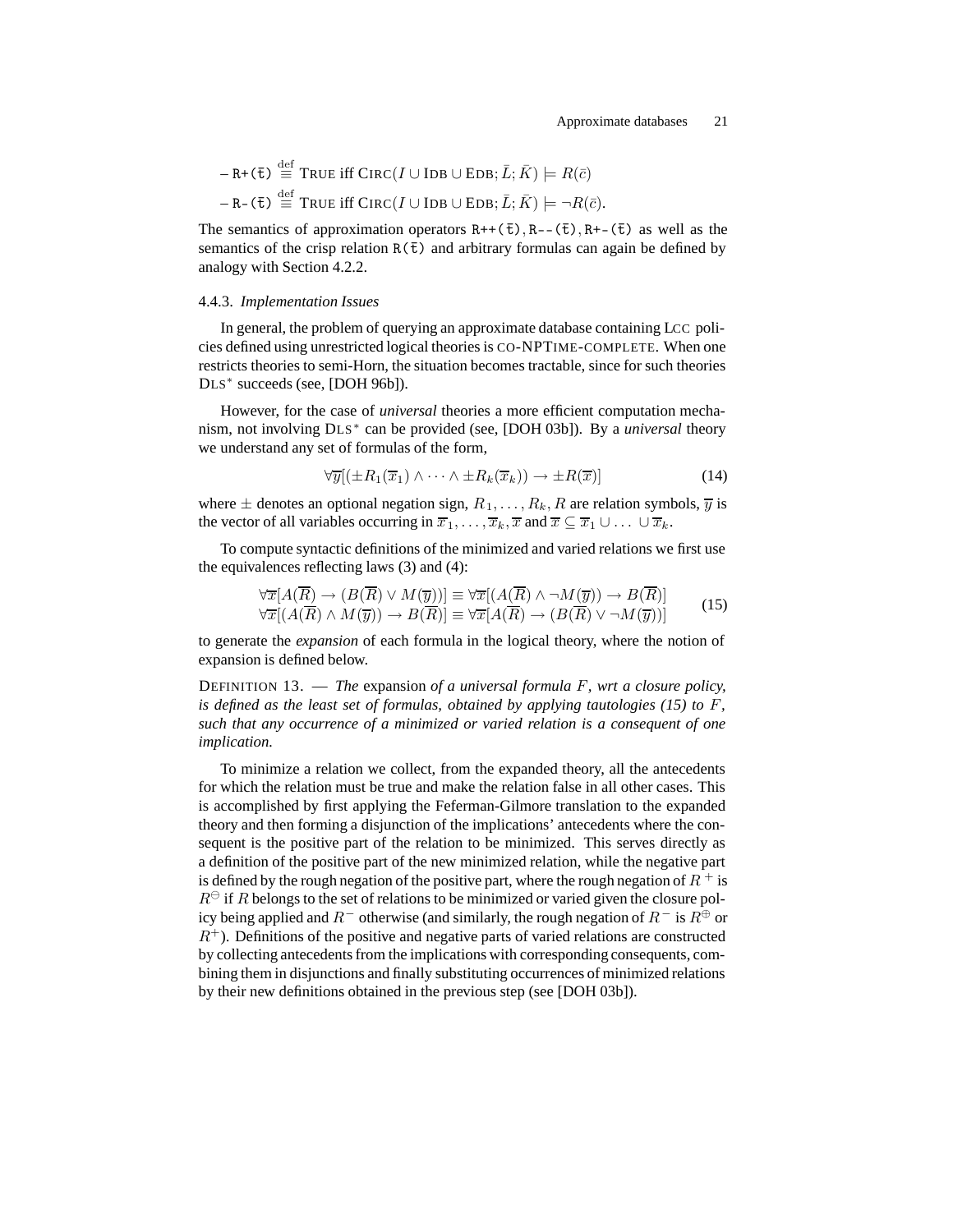– `R+(t̄)` $\stackrel{\text{def}}{\equiv}$ TRUE iff $\text{CIRC}(I \cup \text{IDB} \cup \text{EDB}; \bar{L}; \bar{K}) \models R(\bar{c})$

– `R-(t̄)` $\stackrel{\text{def}}{\equiv}$ TRUE iff $\text{CIRC}(I \cup \text{IDB} \cup \text{EDB}; \bar{L}; \bar{K}) \models \neg R(\bar{c})$.

The semantics of approximation operators `R++(t̄)`, `R--(t̄)`, `R+-(t̄)` as well as the semantics of the crisp relation `R(t̄)` and arbitrary formulas can again be defined by analogy with Section 4.2.2.

### 4.4.3. *Implementation Issues*

In general, the problem of querying an approximate database containing LCC policies defined using unrestricted logical theories is CO-NPTIME-COMPLETE. When one restricts theories to semi-Horn, the situation becomes tractable, since for such theories DLS* succeeds (see, [DOH 96b]).

However, for the case of *universal* theories a more efficient computation mechanism, not involving DLS* can be provided (see, [DOH 03b]). By a *universal* theory we understand any set of formulas of the form,

$$\forall \overline{y}[(\pm R_1(\overline{x}_1) \wedge \cdots \wedge \pm R_k(\overline{x}_k)) \rightarrow \pm R(\overline{x})] \tag{14}$$

where $\pm$ denotes an optional negation sign, $R_1, \ldots, R_k, R$ are relation symbols, $\overline{y}$ is the vector of all variables occurring in $\overline{x}_1, \ldots, \overline{x}_k, \overline{x}$ and $\overline{x} \subseteq \overline{x}_1 \cup \ldots \cup \overline{x}_k$.

To compute syntactic definitions of the minimized and varied relations we first use the equivalences reflecting laws (3) and (4):

$$\begin{array}{l} \forall \overline{x}[A(\overline{R}) \rightarrow (B(\overline{R}) \vee M(\overline{y}))] \equiv \forall \overline{x}[(A(\overline{R}) \wedge \neg M(\overline{y})) \rightarrow B(\overline{R})] \\ \forall \overline{x}[(A(\overline{R}) \wedge M(\overline{y})) \rightarrow B(\overline{R})] \equiv \forall \overline{x}[A(\overline{R}) \rightarrow (B(\overline{R}) \vee \neg M(\overline{y}))] \end{array} \tag{15}$$

to generate the *expansion* of each formula in the logical theory, where the notion of expansion is defined below.

DEFINITION 13. — *The* expansion *of a universal formula $F$, wrt a closure policy, is defined as the least set of formulas, obtained by applying tautologies (15) to $F$, such that any occurrence of a minimized or varied relation is a consequent of one implication.*

To minimize a relation we collect, from the expanded theory, all the antecedents for which the relation must be true and make the relation false in all other cases. This is accomplished by first applying the Feferman-Gilmore translation to the expanded theory and then forming a disjunction of the implications' antecedents where the consequent is the positive part of the relation to be minimized. This serves directly as a definition of the positive part of the new minimized relation, while the negative part is defined by the rough negation of the positive part, where the rough negation of $R^+$ is $R^{\ominus}$ if $R$ belongs to the set of relations to be minimized or varied given the closure policy being applied and $R^-$ otherwise (and similarly, the rough negation of $R^-$ is $R^{\oplus}$ or $R^+$). Definitions of the positive and negative parts of varied relations are constructed by collecting antecedents from the implications with corresponding consequents, combining them in disjunctions and finally substituting occurrences of minimized relations by their new definitions obtained in the previous step (see [DOH 03b]).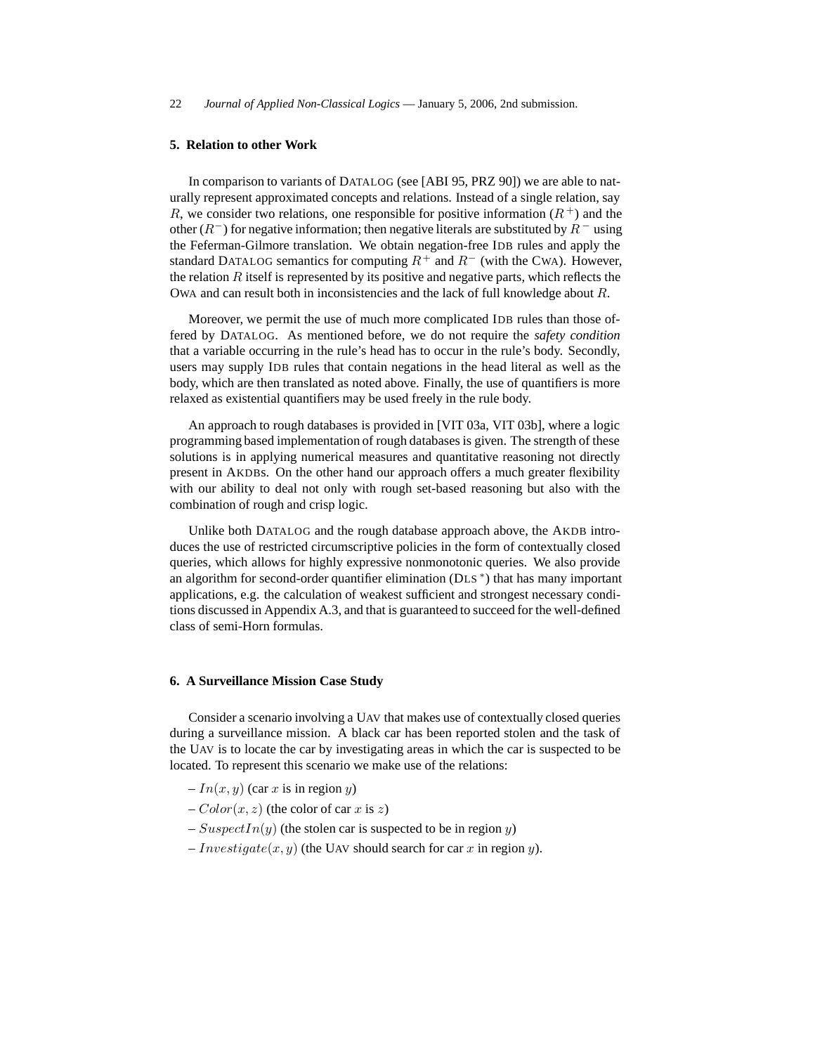## 5. Relation to other Work

In comparison to variants of DATALOG (see [ABI 95, PRZ 90]) we are able to naturally represent approximated concepts and relations. Instead of a single relation, say $R$, we consider two relations, one responsible for positive information ($R^+$) and the other ($R^-$) for negative information; then negative literals are substituted by $R^-$ using the Feferman-Gilmore translation. We obtain negation-free IDB rules and apply the standard DATALOG semantics for computing $R^+$ and $R^-$ (with the CWA). However, the relation $R$ itself is represented by its positive and negative parts, which reflects the OWA and can result both in inconsistencies and the lack of full knowledge about $R$.

Moreover, we permit the use of much more complicated IDB rules than those offered by DATALOG. As mentioned before, we do not require the *safety condition* that a variable occurring in the rule's head has to occur in the rule's body. Secondly, users may supply IDB rules that contain negations in the head literal as well as the body, which are then translated as noted above. Finally, the use of quantifiers is more relaxed as existential quantifiers may be used freely in the rule body.

An approach to rough databases is provided in [VIT 03a, VIT 03b], where a logic programming based implementation of rough databases is given. The strength of these solutions is in applying numerical measures and quantitative reasoning not directly present in AKDBs. On the other hand our approach offers a much greater flexibility with our ability to deal not only with rough set-based reasoning but also with the combination of rough and crisp logic.

Unlike both DATALOG and the rough database approach above, the AKDB introduces the use of restricted circumscriptive policies in the form of contextually closed queries, which allows for highly expressive nonmonotonic queries. We also provide an algorithm for second-order quantifier elimination (DLS $^*$) that has many important applications, e.g. the calculation of weakest sufficient and strongest necessary conditions discussed in Appendix A.3, and that is guaranteed to succeed for the well-defined class of semi-Horn formulas.

## 6. A Surveillance Mission Case Study

Consider a scenario involving a UAV that makes use of contextually closed queries during a surveillance mission. A black car has been reported stolen and the task of the UAV is to locate the car by investigating areas in which the car is suspected to be located. To represent this scenario we make use of the relations:

- $In(x, y)$ (car $x$ is in region $y$)
- $Color(x, z)$ (the color of car $x$ is $z$)
- $SuspectIn(y)$ (the stolen car is suspected to be in region $y$)
- $Investigate(x, y)$ (the UAV should search for car $x$ in region $y$).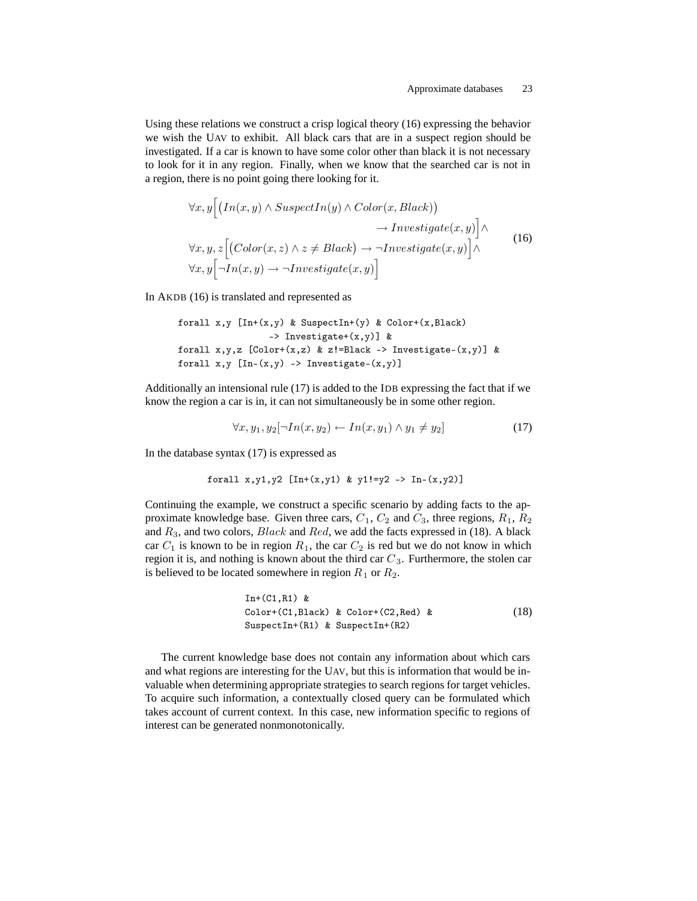Using these relations we construct a crisp logical theory (16) expressing the behavior we wish the UAV to exhibit. All black cars that are in a suspect region should be investigated. If a car is known to have some color other than black it is not necessary to look for it in any region. Finally, when we know that the searched car is not in a region, there is no point going there looking for it.

$$
\begin{aligned}
&\forall x, y\Big[\big(In(x,y) \wedge SuspectIn(y) \wedge Color(x, Black)\big) \\
&\qquad\qquad\qquad\qquad\qquad \rightarrow Investigate(x,y)\Big] \wedge \\
&\forall x, y, z\Big[\big(Color(x,z) \wedge z \neq Black\big) \rightarrow \neg Investigate(x,y)\Big] \wedge \\
&\forall x, y\Big[\neg In(x,y) \rightarrow \neg Investigate(x,y)\Big]
\end{aligned}
\tag{16}
$$

In AKDB (16) is translated and represented as

```
forall x,y [In+(x,y) & SuspectIn+(y) & Color+(x,Black)
              -> Investigate+(x,y)] &
forall x,y,z [Color+(x,z) & z!=Black -> Investigate-(x,y)] &
forall x,y [In-(x,y) -> Investigate-(x,y)]
```

Additionally an intensional rule (17) is added to the IDB expressing the fact that if we know the region a car is in, it can not simultaneously be in some other region.

$$
\forall x, y_1, y_2[\neg In(x, y_2) \leftarrow In(x, y_1) \wedge y_1 \neq y_2] \tag{17}
$$

In the database syntax (17) is expressed as

```
forall x,y1,y2 [In+(x,y1) & y1!=y2 -> In-(x,y2)]
```

Continuing the example, we construct a specific scenario by adding facts to the approximate knowledge base. Given three cars, $C_1$, $C_2$ and $C_3$, three regions, $R_1$, $R_2$ and $R_3$, and two colors, $Black$ and $Red$, we add the facts expressed in (18). A black car $C_1$ is known to be in region $R_1$, the car $C_2$ is red but we do not know in which region it is, and nothing is known about the third car $C_3$. Furthermore, the stolen car is believed to be located somewhere in region $R_1$ or $R_2$.

```
In+(C1,R1) &
Color+(C1,Black) & Color+(C2,Red) &                    (18)
SuspectIn+(R1) & SuspectIn+(R2)
```

The current knowledge base does not contain any information about which cars and what regions are interesting for the UAV, but this is information that would be invaluable when determining appropriate strategies to search regions for target vehicles. To acquire such information, a contextually closed query can be formulated which takes account of current context. In this case, new information specific to regions of interest can be generated nonmonotonically.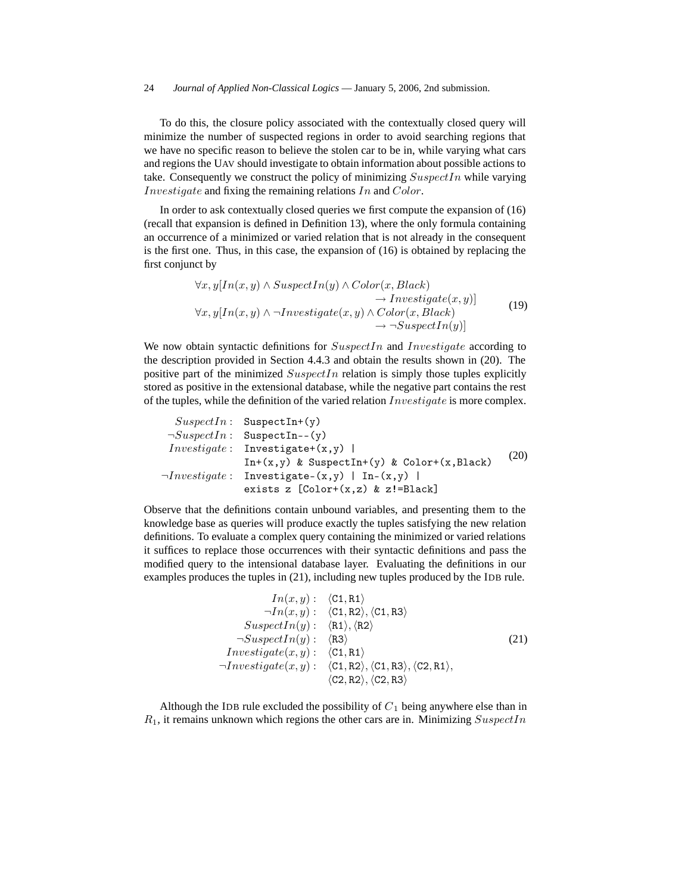To do this, the closure policy associated with the contextually closed query will minimize the number of suspected regions in order to avoid searching regions that we have no specific reason to believe the stolen car to be in, while varying what cars and regions the UAV should investigate to obtain information about possible actions to take. Consequently we construct the policy of minimizing $SuspectIn$ while varying $Investigate$ and fixing the remaining relations $In$ and $Color$.

In order to ask contextually closed queries we first compute the expansion of (16) (recall that expansion is defined in Definition 13), where the only formula containing an occurrence of a minimized or varied relation that is not already in the consequent is the first one. Thus, in this case, the expansion of (16) is obtained by replacing the first conjunct by

$$
\begin{array}{l}
\forall x, y[In(x, y) \wedge SuspectIn(y) \wedge Color(x, Black) \\
\qquad\qquad\qquad\qquad\qquad\qquad \rightarrow Investigate(x, y)] \\
\forall x, y[In(x, y) \wedge \neg Investigate(x, y) \wedge Color(x, Black) \\
\qquad\qquad\qquad\qquad\qquad\qquad \rightarrow \neg SuspectIn(y)]
\end{array}
\tag{19}
$$

We now obtain syntactic definitions for $SuspectIn$ and $Investigate$ according to the description provided in Section 4.4.3 and obtain the results shown in (20). The positive part of the minimized $SuspectIn$ relation is simply those tuples explicitly stored as positive in the extensional database, while the negative part contains the rest of the tuples, while the definition of the varied relation $Investigate$ is more complex.

$$
\begin{array}{rl}
SuspectIn: & \texttt{SuspectIn+(y)} \\
\neg SuspectIn: & \texttt{SuspectIn--(y)} \\
Investigate: & \texttt{Investigate+(x,y) |} \\
 & \texttt{In+(x,y) \& SuspectIn+(y) \& Color+(x,Black)} \\
\neg Investigate: & \texttt{Investigate-(x,y) | In-(x,y) |} \\
 & \texttt{exists z [Color+(x,z) \& z!=Black]}
\end{array}
\tag{20}
$$

Observe that the definitions contain unbound variables, and presenting them to the knowledge base as queries will produce exactly the tuples satisfying the new relation definitions. To evaluate a complex query containing the minimized or varied relations it suffices to replace those occurrences with their syntactic definitions and pass the modified query to the intensional database layer. Evaluating the definitions in our examples produces the tuples in (21), including new tuples produced by the IDB rule.

$$
\begin{array}{rl}
In(x, y): & \langle \texttt{C1}, \texttt{R1} \rangle \\
\neg In(x, y): & \langle \texttt{C1}, \texttt{R2} \rangle, \langle \texttt{C1}, \texttt{R3} \rangle \\
SuspectIn(y): & \langle \texttt{R1} \rangle, \langle \texttt{R2} \rangle \\
\neg SuspectIn(y): & \langle \texttt{R3} \rangle \\
Investigate(x, y): & \langle \texttt{C1}, \texttt{R1} \rangle \\
\neg Investigate(x, y): & \langle \texttt{C1}, \texttt{R2} \rangle, \langle \texttt{C1}, \texttt{R3} \rangle, \langle \texttt{C2}, \texttt{R1} \rangle, \\
 & \langle \texttt{C2}, \texttt{R2} \rangle, \langle \texttt{C2}, \texttt{R3} \rangle
\end{array}
\tag{21}
$$

Although the IDB rule excluded the possibility of $C_1$ being anywhere else than in $R_1$, it remains unknown which regions the other cars are in. Minimizing $SuspectIn$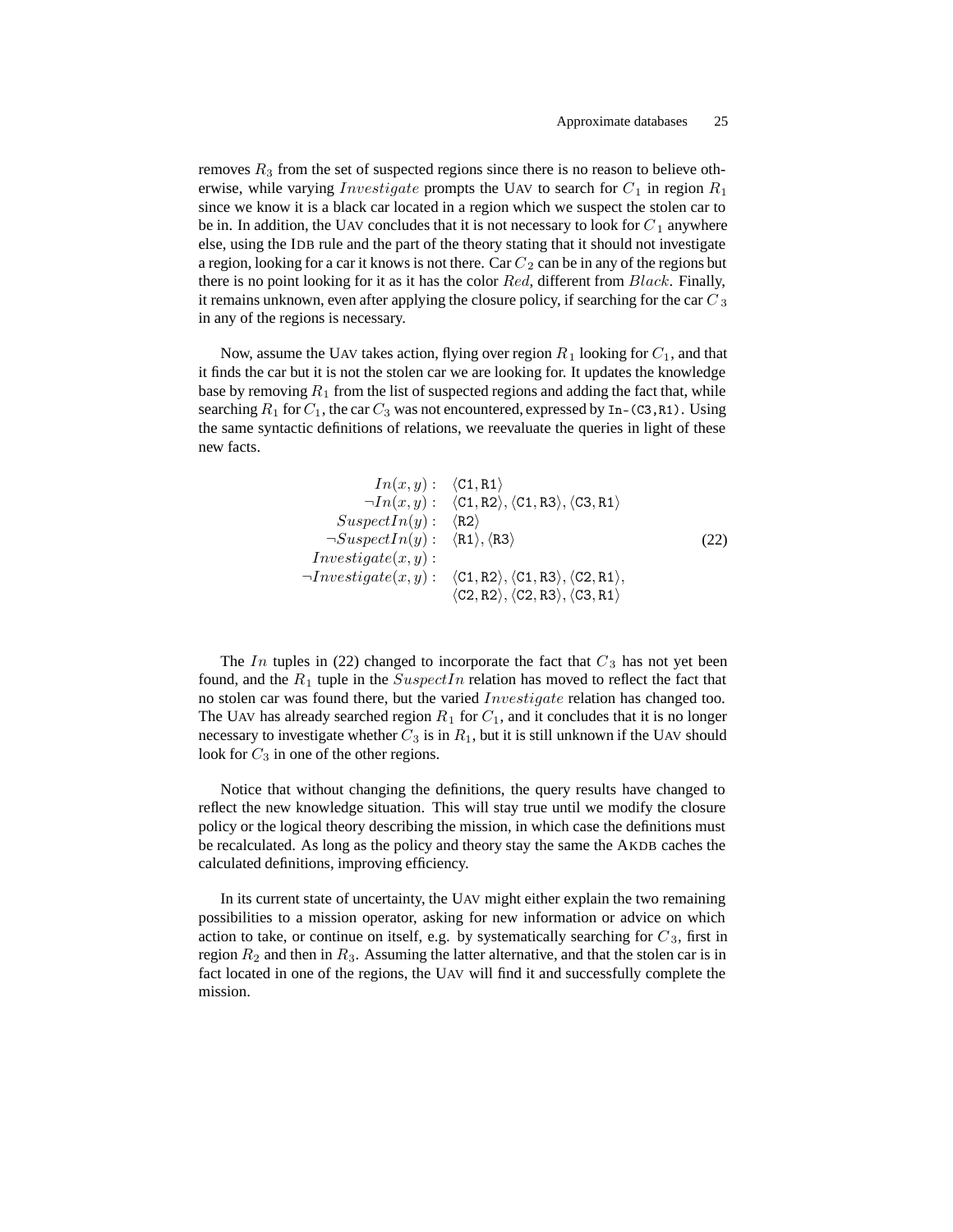removes $R_3$ from the set of suspected regions since there is no reason to believe otherwise, while varying $Investigate$ prompts the UAV to search for $C_1$ in region $R_1$ since we know it is a black car located in a region which we suspect the stolen car to be in. In addition, the UAV concludes that it is not necessary to look for $C_1$ anywhere else, using the IDB rule and the part of the theory stating that it should not investigate a region, looking for a car it knows is not there. Car $C_2$ can be in any of the regions but there is no point looking for it as it has the color $Red$, different from $Black$. Finally, it remains unknown, even after applying the closure policy, if searching for the car $C_3$ in any of the regions is necessary.

Now, assume the UAV takes action, flying over region $R_1$ looking for $C_1$, and that it finds the car but it is not the stolen car we are looking for. It updates the knowledge base by removing $R_1$ from the list of suspected regions and adding the fact that, while searching $R_1$ for $C_1$, the car $C_3$ was not encountered, expressed by `In-(C3,R1)`. Using the same syntactic definitions of relations, we reevaluate the queries in light of these new facts.

$$
\begin{array}{rl}
In(x,y): & \langle \texttt{C1}, \texttt{R1} \rangle \\
\neg In(x,y): & \langle \texttt{C1}, \texttt{R2} \rangle, \langle \texttt{C1}, \texttt{R3} \rangle, \langle \texttt{C3}, \texttt{R1} \rangle \\
SuspectIn(y): & \langle \texttt{R2} \rangle \\
\neg SuspectIn(y): & \langle \texttt{R1} \rangle, \langle \texttt{R3} \rangle \\
Investigate(x,y): & \\
\neg Investigate(x,y): & \langle \texttt{C1}, \texttt{R2} \rangle, \langle \texttt{C1}, \texttt{R3} \rangle, \langle \texttt{C2}, \texttt{R1} \rangle, \\
 & \langle \texttt{C2}, \texttt{R2} \rangle, \langle \texttt{C2}, \texttt{R3} \rangle, \langle \texttt{C3}, \texttt{R1} \rangle
\end{array}
\tag{22}
$$

The $In$ tuples in (22) changed to incorporate the fact that $C_3$ has not yet been found, and the $R_1$ tuple in the $SuspectIn$ relation has moved to reflect the fact that no stolen car was found there, but the varied $Investigate$ relation has changed too. The UAV has already searched region $R_1$ for $C_1$, and it concludes that it is no longer necessary to investigate whether $C_3$ is in $R_1$, but it is still unknown if the UAV should look for $C_3$ in one of the other regions.

Notice that without changing the definitions, the query results have changed to reflect the new knowledge situation. This will stay true until we modify the closure policy or the logical theory describing the mission, in which case the definitions must be recalculated. As long as the policy and theory stay the same the AKDB caches the calculated definitions, improving efficiency.

In its current state of uncertainty, the UAV might either explain the two remaining possibilities to a mission operator, asking for new information or advice on which action to take, or continue on itself, e.g. by systematically searching for $C_3$, first in region $R_2$ and then in $R_3$. Assuming the latter alternative, and that the stolen car is in fact located in one of the regions, the UAV will find it and successfully complete the mission.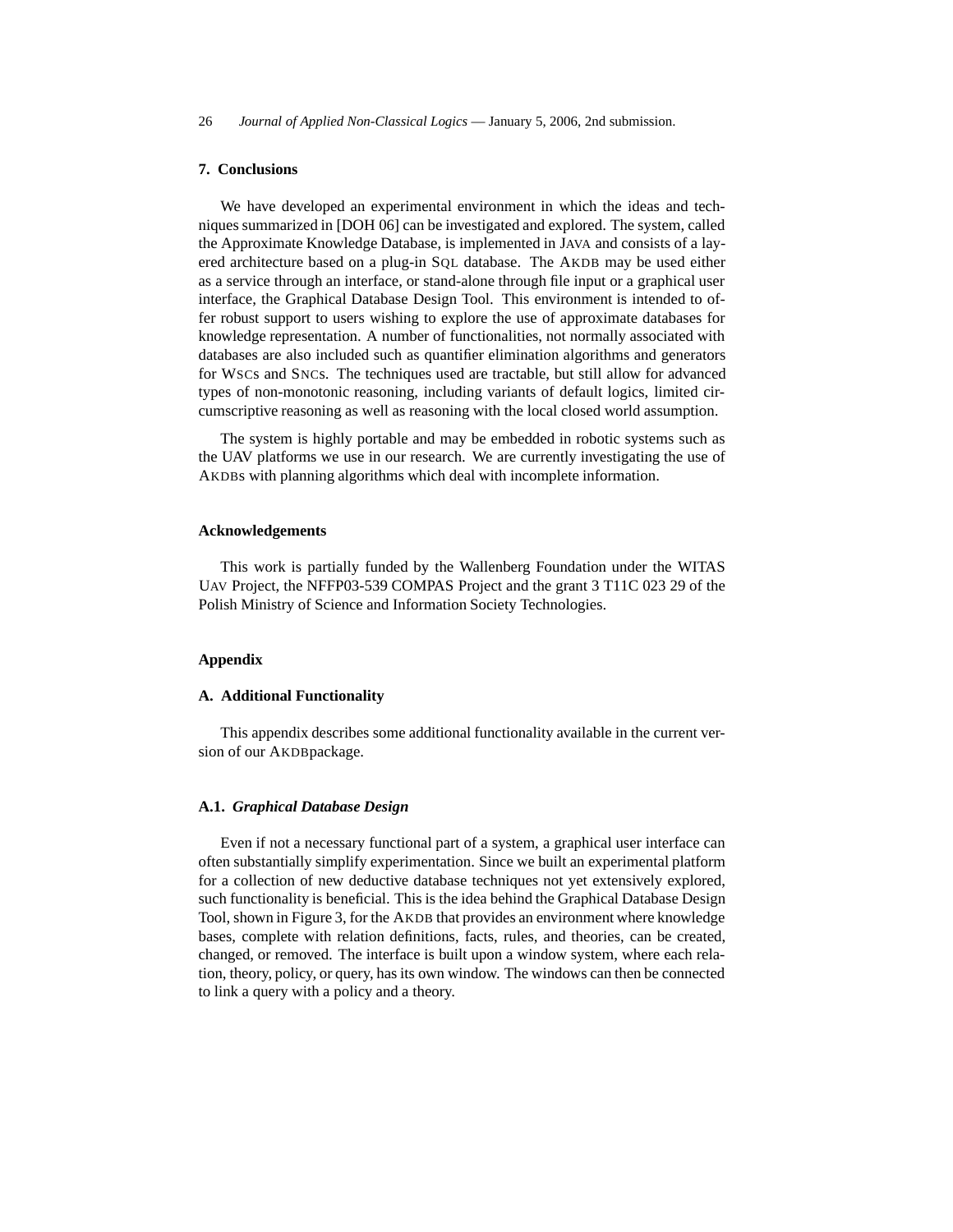## 7. Conclusions

We have developed an experimental environment in which the ideas and techniques summarized in [DOH 06] can be investigated and explored. The system, called the Approximate Knowledge Database, is implemented in JAVA and consists of a layered architecture based on a plug-in SQL database. The AKDB may be used either as a service through an interface, or stand-alone through file input or a graphical user interface, the Graphical Database Design Tool. This environment is intended to offer robust support to users wishing to explore the use of approximate databases for knowledge representation. A number of functionalities, not normally associated with databases are also included such as quantifier elimination algorithms and generators for WSCs and SNCs. The techniques used are tractable, but still allow for advanced types of non-monotonic reasoning, including variants of default logics, limited circumscriptive reasoning as well as reasoning with the local closed world assumption.

The system is highly portable and may be embedded in robotic systems such as the UAV platforms we use in our research. We are currently investigating the use of AKDBs with planning algorithms which deal with incomplete information.

### Acknowledgements

This work is partially funded by the Wallenberg Foundation under the WITAS UAV Project, the NFFP03-539 COMPAS Project and the grant 3 T11C 023 29 of the Polish Ministry of Science and Information Society Technologies.

## Appendix

## A. Additional Functionality

This appendix describes some additional functionality available in the current version of our AKDBpackage.

### A.1. *Graphical Database Design*

Even if not a necessary functional part of a system, a graphical user interface can often substantially simplify experimentation. Since we built an experimental platform for a collection of new deductive database techniques not yet extensively explored, such functionality is beneficial. This is the idea behind the Graphical Database Design Tool, shown in Figure 3, for the AKDB that provides an environment where knowledge bases, complete with relation definitions, facts, rules, and theories, can be created, changed, or removed. The interface is built upon a window system, where each relation, theory, policy, or query, has its own window. The windows can then be connected to link a query with a policy and a theory.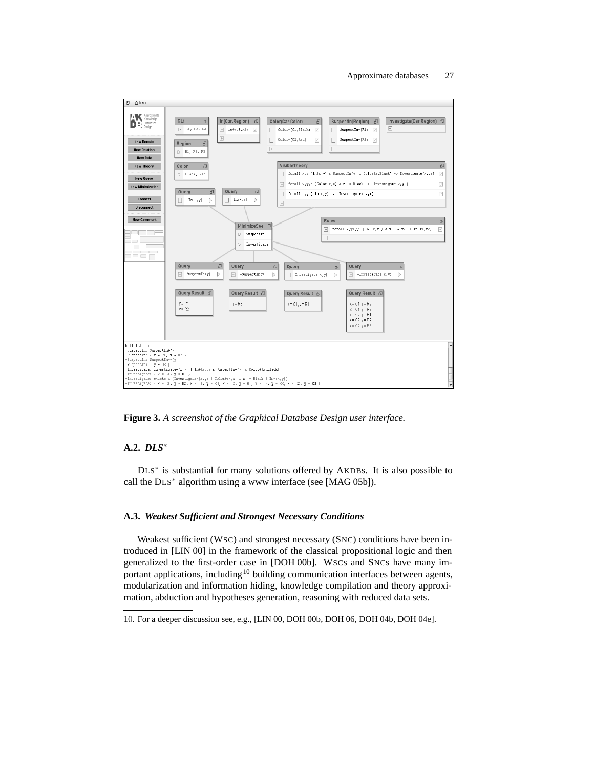**Figure 3.** *A screenshot of the Graphical Database Design user interface.*

### A.2. *DLS*$^*$

DLS$^*$ is substantial for many solutions offered by AKDBs. It is also possible to call the DLS$^*$ algorithm using a www interface (see [MAG 05b]).

### A.3. *Weakest Sufficient and Strongest Necessary Conditions*

Weakest sufficient (WSC) and strongest necessary (SNC) conditions have been introduced in [LIN 00] in the framework of the classical propositional logic and then generalized to the first-order case in [DOH 00b]. WSCs and SNCs have many important applications, including[10] building communication interfaces between agents, modularization and information hiding, knowledge compilation and theory approximation, abduction and hypotheses generation, reasoning with reduced data sets.

10. For a deeper discussion see, e.g., [LIN 00, DOH 00b, DOH 06, DOH 04b, DOH 04e].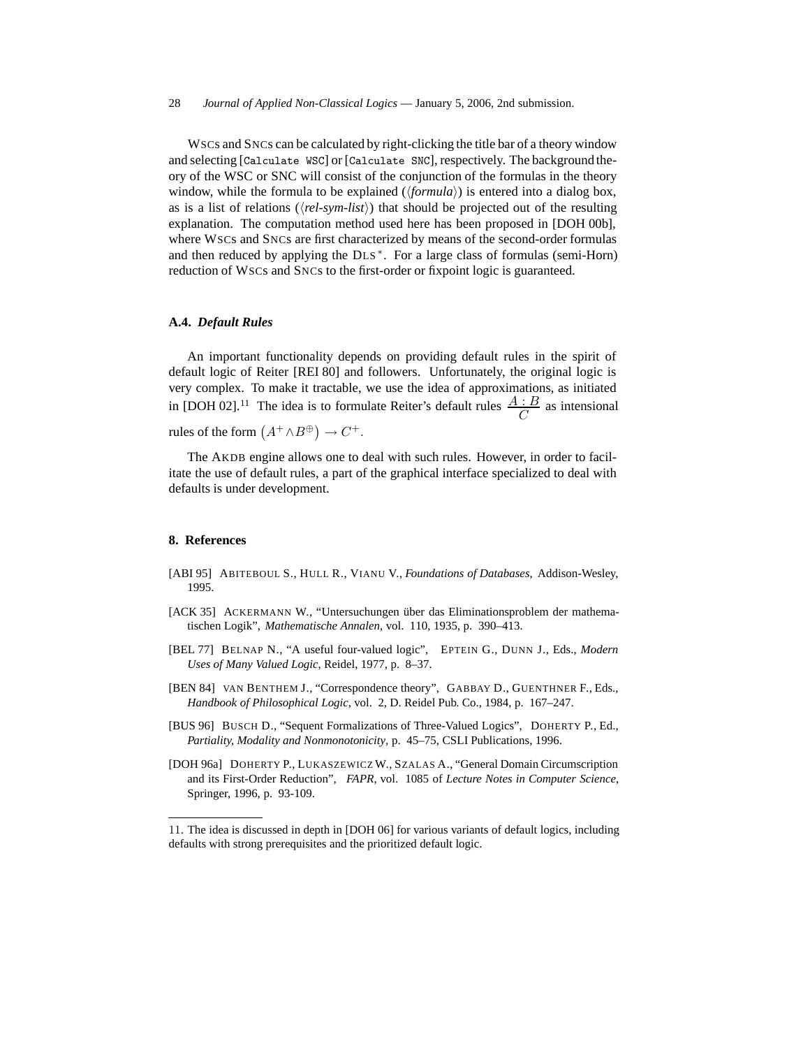WSCs and SNCs can be calculated by right-clicking the title bar of a theory window and selecting [`Calculate WSC`] or [`Calculate SNC`], respectively. The background theory of the WSC or SNC will consist of the conjunction of the formulas in the theory window, while the formula to be explained (⟨*formula*⟩) is entered into a dialog box, as is a list of relations (⟨*rel-sym-list*⟩) that should be projected out of the resulting explanation. The computation method used here has been proposed in [DOH 00b], where WSCs and SNCs are first characterized by means of the second-order formulas and then reduced by applying the DLS$^*$. For a large class of formulas (semi-Horn) reduction of WSCs and SNCs to the first-order or fixpoint logic is guaranteed.

### A.4. *Default Rules*

An important functionality depends on providing default rules in the spirit of default logic of Reiter [REI 80] and followers. Unfortunately, the original logic is very complex. To make it tractable, we use the idea of approximations, as initiated in [DOH 02].[11] The idea is to formulate Reiter's default rules $\frac{A:B}{C}$ as intensional rules of the form $\left(A^+ \wedge B^{\oplus}\right) \rightarrow C^+$.

The AKDB engine allows one to deal with such rules. However, in order to facilitate the use of default rules, a part of the graphical interface specialized to deal with defaults is under development.

## 8. References

[ABI 95] ABITEBOUL S., HULL R., VIANU V., *Foundations of Databases*, Addison-Wesley, 1995.

[ACK 35] ACKERMANN W., "Untersuchungen über das Eliminationsproblem der mathematischen Logik", *Mathematische Annalen*, vol. 110, 1935, p. 390–413.

[BEL 77] BELNAP N., "A useful four-valued logic", EPTEIN G., DUNN J., Eds., *Modern Uses of Many Valued Logic*, Reidel, 1977, p. 8–37.

[BEN 84] VAN BENTHEM J., "Correspondence theory", GABBAY D., GUENTHNER F., Eds., *Handbook of Philosophical Logic*, vol. 2, D. Reidel Pub. Co., 1984, p. 167–247.

[BUS 96] BUSCH D., "Sequent Formalizations of Three-Valued Logics", DOHERTY P., Ed., *Partiality, Modality and Nonmonotonicity*, p. 45–75, CSLI Publications, 1996.

[DOH 96a] DOHERTY P., LUKASZEWICZ W., SZALAS A., "General Domain Circumscription and its First-Order Reduction", *FAPR*, vol. 1085 of *Lecture Notes in Computer Science*, Springer, 1996, p. 93-109.

11. The idea is discussed in depth in [DOH 06] for various variants of default logics, including defaults with strong prerequisites and the prioritized default logic.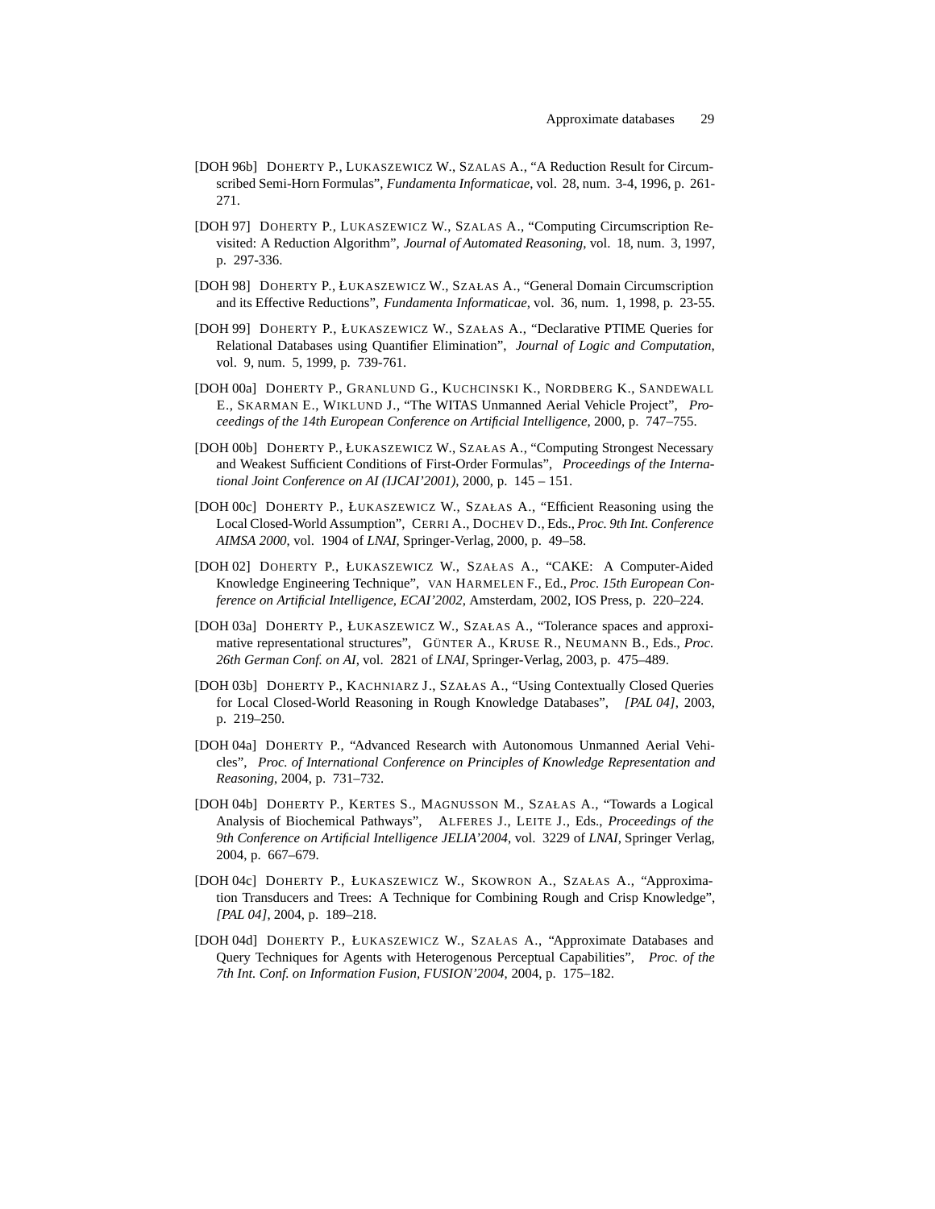[DOH 96b] DOHERTY P., LUKASZEWICZ W., SZALAS A., "A Reduction Result for Circumscribed Semi-Horn Formulas", *Fundamenta Informaticae*, vol. 28, num. 3-4, 1996, p. 261-271.

[DOH 97] DOHERTY P., LUKASZEWICZ W., SZALAS A., "Computing Circumscription Revisited: A Reduction Algorithm", *Journal of Automated Reasoning*, vol. 18, num. 3, 1997, p. 297-336.

[DOH 98] DOHERTY P., ŁUKASZEWICZ W., SZAŁAS A., "General Domain Circumscription and its Effective Reductions", *Fundamenta Informaticae*, vol. 36, num. 1, 1998, p. 23-55.

[DOH 99] DOHERTY P., ŁUKASZEWICZ W., SZAŁAS A., "Declarative PTIME Queries for Relational Databases using Quantifier Elimination", *Journal of Logic and Computation*, vol. 9, num. 5, 1999, p. 739-761.

[DOH 00a] DOHERTY P., GRANLUND G., KUCHCINSKI K., NORDBERG K., SANDEWALL E., SKARMAN E., WIKLUND J., "The WITAS Unmanned Aerial Vehicle Project", *Proceedings of the 14th European Conference on Artificial Intelligence*, 2000, p. 747–755.

[DOH 00b] DOHERTY P., ŁUKASZEWICZ W., SZAŁAS A., "Computing Strongest Necessary and Weakest Sufficient Conditions of First-Order Formulas", *Proceedings of the International Joint Conference on AI (IJCAI'2001)*, 2000, p. 145 – 151.

[DOH 00c] DOHERTY P., ŁUKASZEWICZ W., SZAŁAS A., "Efficient Reasoning using the Local Closed-World Assumption", CERRI A., DOCHEV D., Eds., *Proc. 9th Int. Conference AIMSA 2000*, vol. 1904 of *LNAI*, Springer-Verlag, 2000, p. 49–58.

[DOH 02] DOHERTY P., ŁUKASZEWICZ W., SZAŁAS A., "CAKE: A Computer-Aided Knowledge Engineering Technique", VAN HARMELEN F., Ed., *Proc. 15th European Conference on Artificial Intelligence, ECAI'2002*, Amsterdam, 2002, IOS Press, p. 220–224.

[DOH 03a] DOHERTY P., ŁUKASZEWICZ W., SZAŁAS A., "Tolerance spaces and approximative representational structures", GÜNTER A., KRUSE R., NEUMANN B., Eds., *Proc. 26th German Conf. on AI*, vol. 2821 of *LNAI*, Springer-Verlag, 2003, p. 475–489.

[DOH 03b] DOHERTY P., KACHNIARZ J., SZAŁAS A., "Using Contextually Closed Queries for Local Closed-World Reasoning in Rough Knowledge Databases", *[PAL 04]*, 2003, p. 219–250.

[DOH 04a] DOHERTY P., "Advanced Research with Autonomous Unmanned Aerial Vehicles", *Proc. of International Conference on Principles of Knowledge Representation and Reasoning*, 2004, p. 731–732.

[DOH 04b] DOHERTY P., KERTES S., MAGNUSSON M., SZAŁAS A., "Towards a Logical Analysis of Biochemical Pathways", ALFERES J., LEITE J., Eds., *Proceedings of the 9th Conference on Artificial Intelligence JELIA'2004*, vol. 3229 of *LNAI*, Springer Verlag, 2004, p. 667–679.

[DOH 04c] DOHERTY P., ŁUKASZEWICZ W., SKOWRON A., SZAŁAS A., "Approximation Transducers and Trees: A Technique for Combining Rough and Crisp Knowledge", *[PAL 04]*, 2004, p. 189–218.

[DOH 04d] DOHERTY P., ŁUKASZEWICZ W., SZAŁAS A., "Approximate Databases and Query Techniques for Agents with Heterogenous Perceptual Capabilities", *Proc. of the 7th Int. Conf. on Information Fusion, FUSION'2004*, 2004, p. 175–182.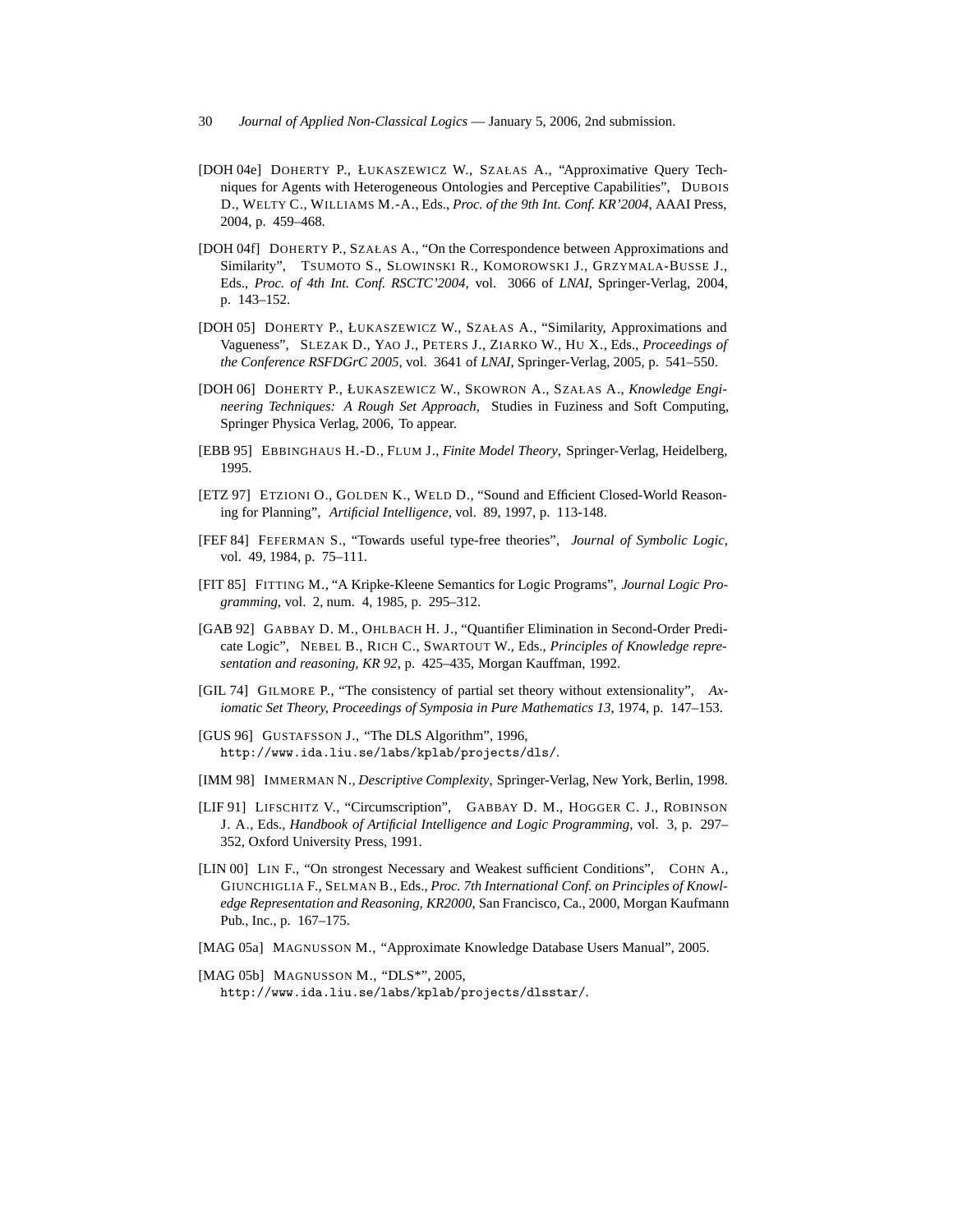[DOH 04e] DOHERTY P., ŁUKASZEWICZ W., SZAŁAS A., "Approximative Query Techniques for Agents with Heterogeneous Ontologies and Perceptive Capabilities", DUBOIS D., WELTY C., WILLIAMS M.-A., Eds., *Proc. of the 9th Int. Conf. KR'2004*, AAAI Press, 2004, p. 459–468.

[DOH 04f] DOHERTY P., SZAŁAS A., "On the Correspondence between Approximations and Similarity", TSUMOTO S., SLOWINSKI R., KOMOROWSKI J., GRZYMALA-BUSSE J., Eds., *Proc. of 4th Int. Conf. RSCTC'2004*, vol. 3066 of *LNAI*, Springer-Verlag, 2004, p. 143–152.

[DOH 05] DOHERTY P., ŁUKASZEWICZ W., SZAŁAS A., "Similarity, Approximations and Vagueness", SLEZAK D., YAO J., PETERS J., ZIARKO W., HU X., Eds., *Proceedings of the Conference RSFDGrC 2005*, vol. 3641 of *LNAI*, Springer-Verlag, 2005, p. 541–550.

[DOH 06] DOHERTY P., ŁUKASZEWICZ W., SKOWRON A., SZAŁAS A., *Knowledge Engineering Techniques: A Rough Set Approach*, Studies in Fuziness and Soft Computing, Springer Physica Verlag, 2006, To appear.

[EBB 95] EBBINGHAUS H.-D., FLUM J., *Finite Model Theory*, Springer-Verlag, Heidelberg, 1995.

[ETZ 97] ETZIONI O., GOLDEN K., WELD D., "Sound and Efficient Closed-World Reasoning for Planning", *Artificial Intelligence*, vol. 89, 1997, p. 113-148.

[FEF 84] FEFERMAN S., "Towards useful type-free theories", *Journal of Symbolic Logic*, vol. 49, 1984, p. 75–111.

[FIT 85] FITTING M., "A Kripke-Kleene Semantics for Logic Programs", *Journal Logic Programming*, vol. 2, num. 4, 1985, p. 295–312.

[GAB 92] GABBAY D. M., OHLBACH H. J., "Quantifier Elimination in Second-Order Predicate Logic", NEBEL B., RICH C., SWARTOUT W., Eds., *Principles of Knowledge representation and reasoning, KR 92*, p. 425–435, Morgan Kauffman, 1992.

[GIL 74] GILMORE P., "The consistency of partial set theory without extensionality", *Axiomatic Set Theory, Proceedings of Symposia in Pure Mathematics 13*, 1974, p. 147–153.

[GUS 96] GUSTAFSSON J., "The DLS Algorithm", 1996, http://www.ida.liu.se/labs/kplab/projects/dls/.

[IMM 98] IMMERMAN N., *Descriptive Complexity*, Springer-Verlag, New York, Berlin, 1998.

[LIF 91] LIFSCHITZ V., "Circumscription", GABBAY D. M., HOGGER C. J., ROBINSON J. A., Eds., *Handbook of Artificial Intelligence and Logic Programming*, vol. 3, p. 297–352, Oxford University Press, 1991.

[LIN 00] LIN F., "On strongest Necessary and Weakest sufficient Conditions", COHN A., GIUNCHIGLIA F., SELMAN B., Eds., *Proc. 7th International Conf. on Principles of Knowledge Representation and Reasoning, KR2000*, San Francisco, Ca., 2000, Morgan Kaufmann Pub., Inc., p. 167–175.

[MAG 05a] MAGNUSSON M., "Approximate Knowledge Database Users Manual", 2005.

[MAG 05b] MAGNUSSON M., "DLS*", 2005, http://www.ida.liu.se/labs/kplab/projects/dlsstar/.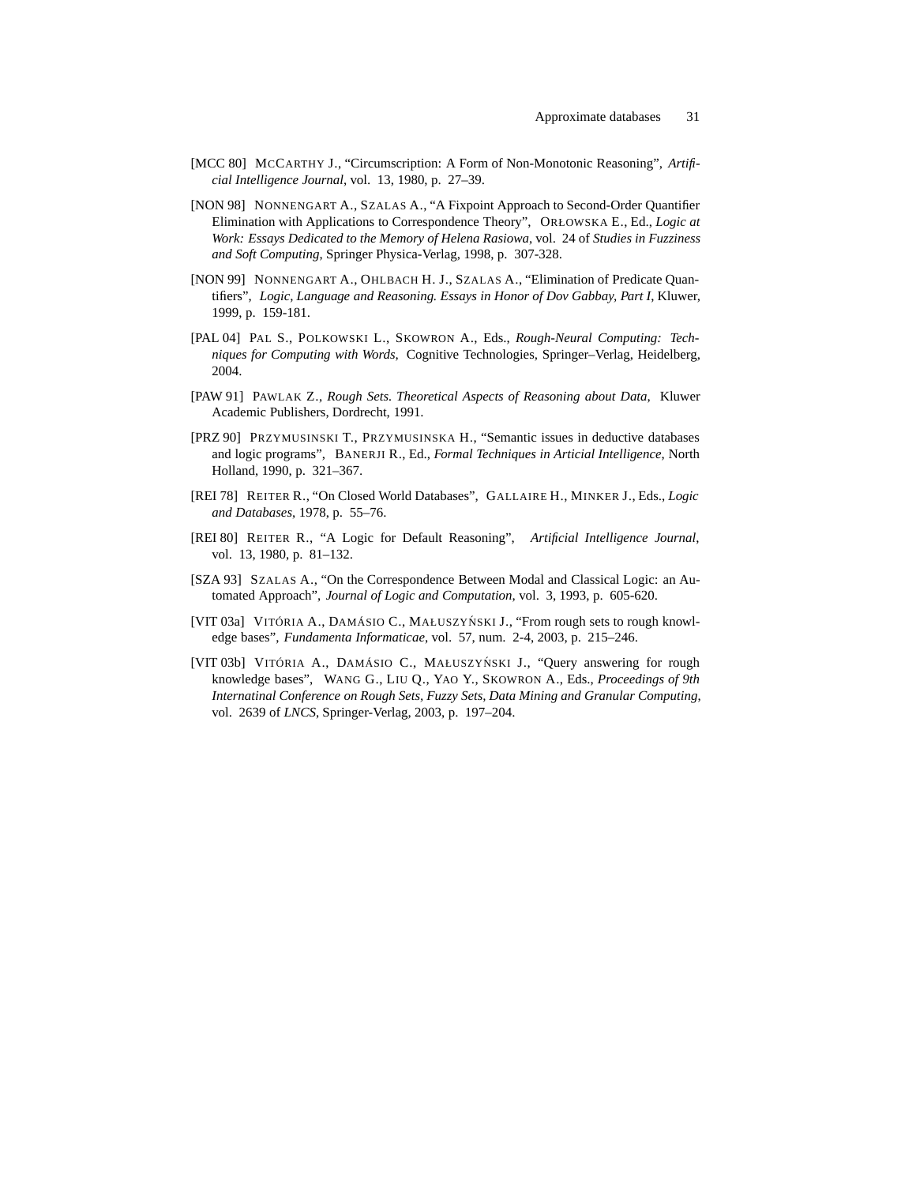[MCC 80] MCCARTHY J., "Circumscription: A Form of Non-Monotonic Reasoning", *Artificial Intelligence Journal*, vol. 13, 1980, p. 27–39.

[NON 98] NONNENGART A., SZALAS A., "A Fixpoint Approach to Second-Order Quantifier Elimination with Applications to Correspondence Theory", ORŁOWSKA E., Ed., *Logic at Work: Essays Dedicated to the Memory of Helena Rasiowa*, vol. 24 of *Studies in Fuzziness and Soft Computing*, Springer Physica-Verlag, 1998, p. 307-328.

[NON 99] NONNENGART A., OHLBACH H. J., SZALAS A., "Elimination of Predicate Quantifiers", *Logic, Language and Reasoning. Essays in Honor of Dov Gabbay, Part I*, Kluwer, 1999, p. 159-181.

[PAL 04] PAL S., POLKOWSKI L., SKOWRON A., Eds., *Rough-Neural Computing: Techniques for Computing with Words*, Cognitive Technologies, Springer–Verlag, Heidelberg, 2004.

[PAW 91] PAWLAK Z., *Rough Sets. Theoretical Aspects of Reasoning about Data*, Kluwer Academic Publishers, Dordrecht, 1991.

[PRZ 90] PRZYMUSINSKI T., PRZYMUSINSKA H., "Semantic issues in deductive databases and logic programs", BANERJI R., Ed., *Formal Techniques in Articial Intelligence*, North Holland, 1990, p. 321–367.

[REI 78] REITER R., "On Closed World Databases", GALLAIRE H., MINKER J., Eds., *Logic and Databases*, 1978, p. 55–76.

[REI 80] REITER R., "A Logic for Default Reasoning", *Artificial Intelligence Journal*, vol. 13, 1980, p. 81–132.

[SZA 93] SZALAS A., "On the Correspondence Between Modal and Classical Logic: an Automated Approach", *Journal of Logic and Computation*, vol. 3, 1993, p. 605-620.

[VIT 03a] VITÓRIA A., DAMÁSIO C., MAŁUSZYŃSKI J., "From rough sets to rough knowledge bases", *Fundamenta Informaticae*, vol. 57, num. 2-4, 2003, p. 215–246.

[VIT 03b] VITÓRIA A., DAMÁSIO C., MAŁUSZYŃSKI J., "Query answering for rough knowledge bases", WANG G., LIU Q., YAO Y., SKOWRON A., Eds., *Proceedings of 9th Internatinal Conference on Rough Sets, Fuzzy Sets, Data Mining and Granular Computing*, vol. 2639 of *LNCS*, Springer-Verlag, 2003, p. 197–204.